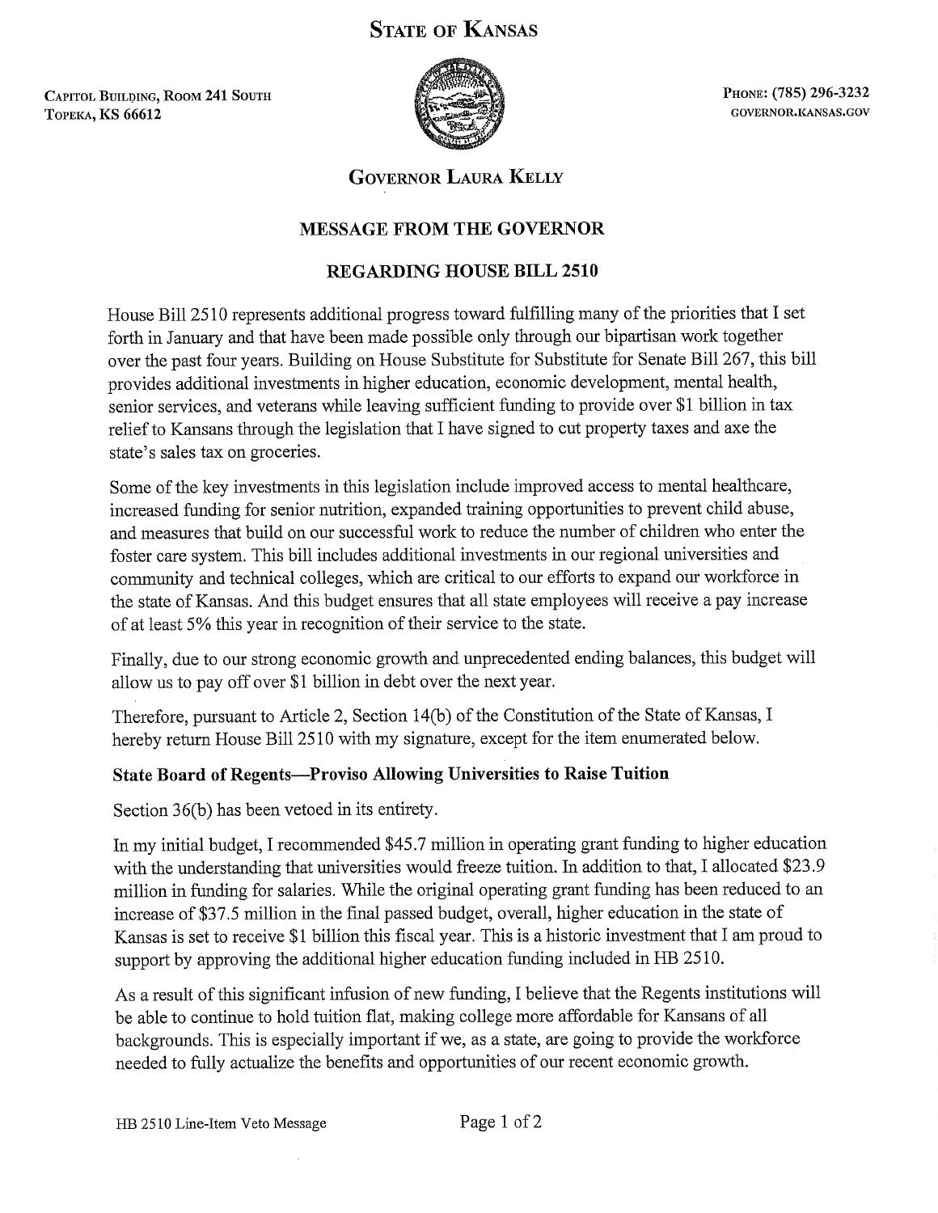# STATE OF KANSAS

CAPITOL BUILDING, ROOM 241 SOUTH
TOPEKA, KS 66612

PHONE: (785) 296-3232
GOVERNOR.KANSAS.GOV

## GOVERNOR LAURA KELLY

## MESSAGE FROM THE GOVERNOR

## REGARDING HOUSE BILL 2510

House Bill 2510 represents additional progress toward fulfilling many of the priorities that I set forth in January and that have been made possible only through our bipartisan work together over the past four years. Building on House Substitute for Substitute for Senate Bill 267, this bill provides additional investments in higher education, economic development, mental health, senior services, and veterans while leaving sufficient funding to provide over $1 billion in tax relief to Kansans through the legislation that I have signed to cut property taxes and axe the state's sales tax on groceries.

Some of the key investments in this legislation include improved access to mental healthcare, increased funding for senior nutrition, expanded training opportunities to prevent child abuse, and measures that build on our successful work to reduce the number of children who enter the foster care system. This bill includes additional investments in our regional universities and community and technical colleges, which are critical to our efforts to expand our workforce in the state of Kansas. And this budget ensures that all state employees will receive a pay increase of at least 5% this year in recognition of their service to the state.

Finally, due to our strong economic growth and unprecedented ending balances, this budget will allow us to pay off over $1 billion in debt over the next year.

Therefore, pursuant to Article 2, Section 14(b) of the Constitution of the State of Kansas, I hereby return House Bill 2510 with my signature, except for the item enumerated below.

### State Board of Regents—Proviso Allowing Universities to Raise Tuition

Section 36(b) has been vetoed in its entirety.

In my initial budget, I recommended $45.7 million in operating grant funding to higher education with the understanding that universities would freeze tuition. In addition to that, I allocated $23.9 million in funding for salaries. While the original operating grant funding has been reduced to an increase of $37.5 million in the final passed budget, overall, higher education in the state of Kansas is set to receive $1 billion this fiscal year. This is a historic investment that I am proud to support by approving the additional higher education funding included in HB 2510.

As a result of this significant infusion of new funding, I believe that the Regents institutions will be able to continue to hold tuition flat, making college more affordable for Kansans of all backgrounds. This is especially important if we, as a state, are going to provide the workforce needed to fully actualize the benefits and opportunities of our recent economic growth.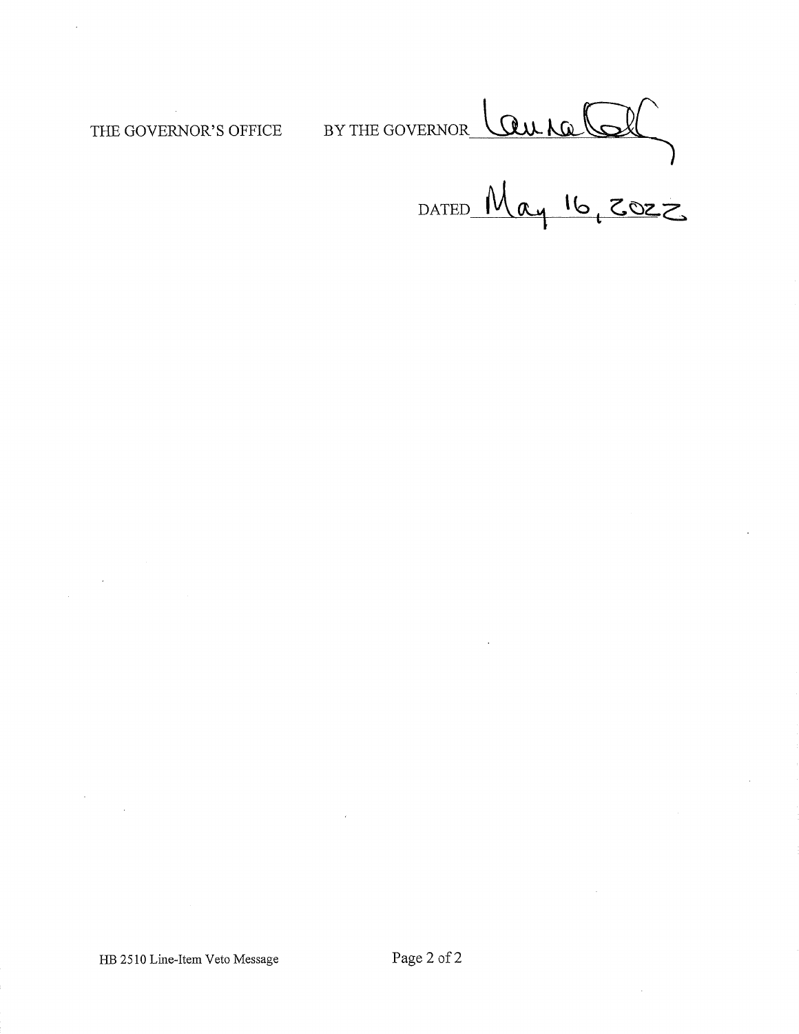THE GOVERNOR'S OFFICE BY THE GOVERNOR Laura Kelly

DATED May 16, 2022

HB 2510 Line-Item Veto Message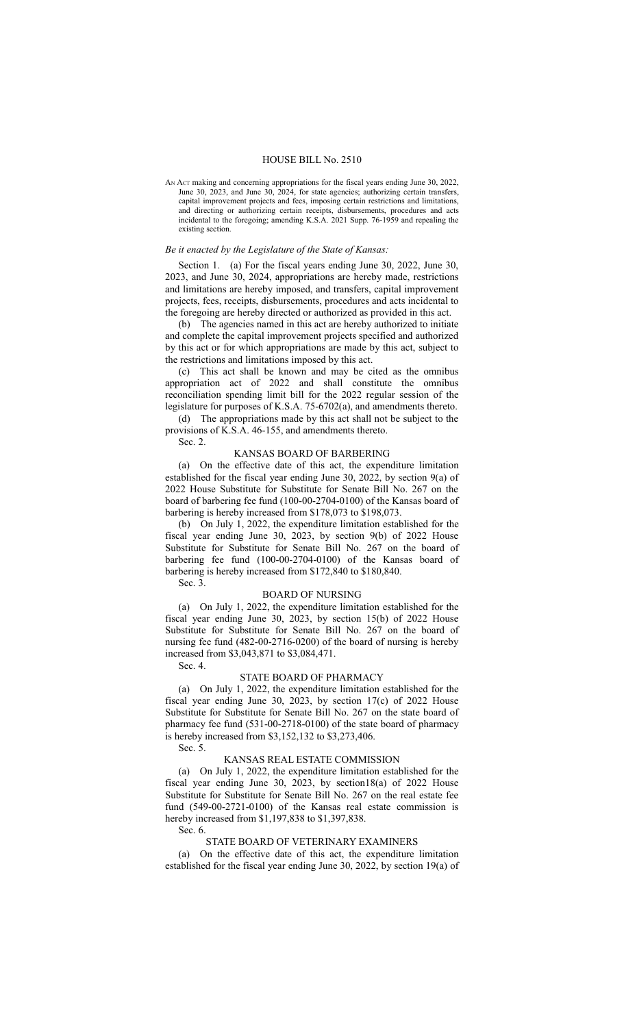# HOUSE BILL No. 2510

AN ACT making and concerning appropriations for the fiscal years ending June 30, 2022, June 30, 2023, and June 30, 2024, for state agencies; authorizing certain transfers, capital improvement projects and fees, imposing certain restrictions and limitations, and directing or authorizing certain receipts, disbursements, procedures and acts incidental to the foregoing; amending K.S.A. 2021 Supp. 76-1959 and repealing the existing section.

*Be it enacted by the Legislature of the State of Kansas:*

Section 1. (a) For the fiscal years ending June 30, 2022, June 30, 2023, and June 30, 2024, appropriations are hereby made, restrictions and limitations are hereby imposed, and transfers, capital improvement projects, fees, receipts, disbursements, procedures and acts incidental to the foregoing are hereby directed or authorized as provided in this act.

(b) The agencies named in this act are hereby authorized to initiate and complete the capital improvement projects specified and authorized by this act or for which appropriations are made by this act, subject to the restrictions and limitations imposed by this act.

(c) This act shall be known and may be cited as the omnibus appropriation act of 2022 and shall constitute the omnibus reconciliation spending limit bill for the 2022 regular session of the legislature for purposes of K.S.A. 75-6702(a), and amendments thereto.

(d) The appropriations made by this act shall not be subject to the provisions of K.S.A. 46-155, and amendments thereto.

Sec. 2.

## KANSAS BOARD OF BARBERING

(a) On the effective date of this act, the expenditure limitation established for the fiscal year ending June 30, 2022, by section 9(a) of 2022 House Substitute for Substitute for Senate Bill No. 267 on the board of barbering fee fund (100-00-2704-0100) of the Kansas board of barbering is hereby increased from $178,073 to $198,073.

(b) On July 1, 2022, the expenditure limitation established for the fiscal year ending June 30, 2023, by section 9(b) of 2022 House Substitute for Substitute for Senate Bill No. 267 on the board of barbering fee fund (100-00-2704-0100) of the Kansas board of barbering is hereby increased from $172,840 to $180,840.

Sec. 3.

## BOARD OF NURSING

(a) On July 1, 2022, the expenditure limitation established for the fiscal year ending June 30, 2023, by section 15(b) of 2022 House Substitute for Substitute for Senate Bill No. 267 on the board of nursing fee fund (482-00-2716-0200) of the board of nursing is hereby increased from $3,043,871 to $3,084,471.

Sec. 4.

## STATE BOARD OF PHARMACY

(a) On July 1, 2022, the expenditure limitation established for the fiscal year ending June 30, 2023, by section 17(c) of 2022 House Substitute for Substitute for Senate Bill No. 267 on the state board of pharmacy fee fund (531-00-2718-0100) of the state board of pharmacy is hereby increased from $3,152,132 to $3,273,406.

Sec. 5.

## KANSAS REAL ESTATE COMMISSION

(a) On July 1, 2022, the expenditure limitation established for the fiscal year ending June 30, 2023, by section18(a) of 2022 House Substitute for Substitute for Senate Bill No. 267 on the real estate fee fund (549-00-2721-0100) of the Kansas real estate commission is hereby increased from $1,197,838 to $1,397,838.

Sec. 6.

## STATE BOARD OF VETERINARY EXAMINERS

(a) On the effective date of this act, the expenditure limitation established for the fiscal year ending June 30, 2022, by section 19(a) of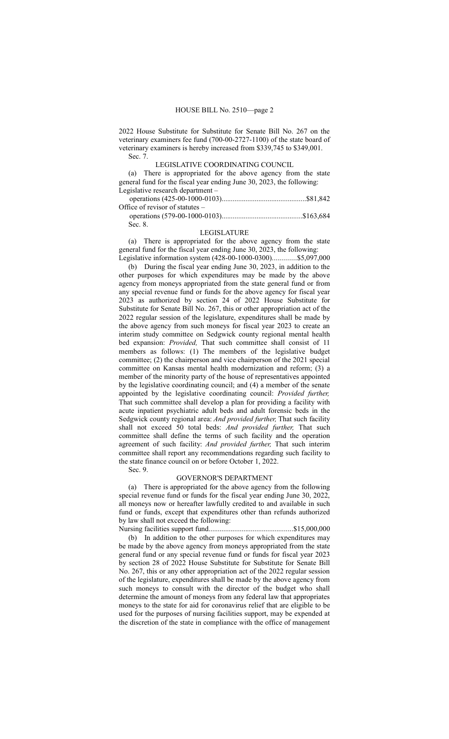2022 House Substitute for Substitute for Senate Bill No. 267 on the veterinary examiners fee fund (700-00-2727-1100) of the state board of veterinary examiners is hereby increased from $339,745 to $349,001.

Sec. 7.

LEGISLATIVE COORDINATING COUNCIL

(a) There is appropriated for the above agency from the state general fund for the fiscal year ending June 30, 2023, the following:

Legislative research department –
operations (425-00-1000-0103)..............................................$81,842

Office of revisor of statutes –
operations (579-00-1000-0103)............................................$163,684

Sec. 8.

LEGISLATURE

(a) There is appropriated for the above agency from the state general fund for the fiscal year ending June 30, 2023, the following:

Legislative information system (428-00-1000-0300).............$5,097,000

(b) During the fiscal year ending June 30, 2023, in addition to the other purposes for which expenditures may be made by the above agency from moneys appropriated from the state general fund or from any special revenue fund or funds for the above agency for fiscal year 2023 as authorized by section 24 of 2022 House Substitute for Substitute for Senate Bill No. 267, this or other appropriation act of the 2022 regular session of the legislature, expenditures shall be made by the above agency from such moneys for fiscal year 2023 to create an interim study committee on Sedgwick county regional mental health bed expansion: *Provided,* That such committee shall consist of 11 members as follows: (1) The members of the legislative budget committee; (2) the chairperson and vice chairperson of the 2021 special committee on Kansas mental health modernization and reform; (3) a member of the minority party of the house of representatives appointed by the legislative coordinating council; and (4) a member of the senate appointed by the legislative coordinating council: *Provided further,* That such committee shall develop a plan for providing a facility with acute inpatient psychiatric adult beds and adult forensic beds in the Sedgwick county regional area: *And provided further,* That such facility shall not exceed 50 total beds: *And provided further,* That such committee shall define the terms of such facility and the operation agreement of such facility: *And provided further,* That such interim committee shall report any recommendations regarding such facility to the state finance council on or before October 1, 2022.

Sec. 9.

GOVERNOR'S DEPARTMENT

(a) There is appropriated for the above agency from the following special revenue fund or funds for the fiscal year ending June 30, 2022, all moneys now or hereafter lawfully credited to and available in such fund or funds, except that expenditures other than refunds authorized by law shall not exceed the following:

Nursing facilities support fund..............................................$15,000,000

(b) In addition to the other purposes for which expenditures may be made by the above agency from moneys appropriated from the state general fund or any special revenue fund or funds for fiscal year 2023 by section 28 of 2022 House Substitute for Substitute for Senate Bill No. 267, this or any other appropriation act of the 2022 regular session of the legislature, expenditures shall be made by the above agency from such moneys to consult with the director of the budget who shall determine the amount of moneys from any federal law that appropriates moneys to the state for aid for coronavirus relief that are eligible to be used for the purposes of nursing facilities support, may be expended at the discretion of the state in compliance with the office of management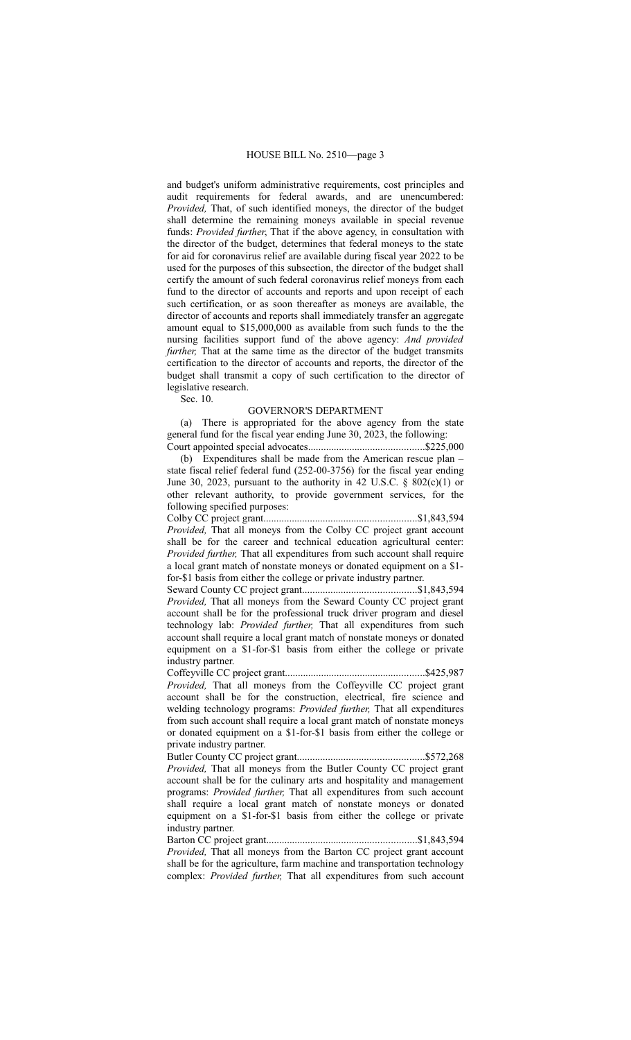and budget's uniform administrative requirements, cost principles and audit requirements for federal awards, and are unencumbered: *Provided,* That, of such identified moneys, the director of the budget shall determine the remaining moneys available in special revenue funds: *Provided further*, That if the above agency, in consultation with the director of the budget, determines that federal moneys to the state for aid for coronavirus relief are available during fiscal year 2022 to be used for the purposes of this subsection, the director of the budget shall certify the amount of such federal coronavirus relief moneys from each fund to the director of accounts and reports and upon receipt of each such certification, or as soon thereafter as moneys are available, the director of accounts and reports shall immediately transfer an aggregate amount equal to $15,000,000 as available from such funds to the the nursing facilities support fund of the above agency: *And provided further,* That at the same time as the director of the budget transmits certification to the director of accounts and reports, the director of the budget shall transmit a copy of such certification to the director of legislative research.

Sec. 10.

GOVERNOR'S DEPARTMENT

(a) There is appropriated for the above agency from the state general fund for the fiscal year ending June 30, 2023, the following:

Court appointed special advocates.............................................$225,000

(b) Expenditures shall be made from the American rescue plan – state fiscal relief federal fund (252-00-3756) for the fiscal year ending June 30, 2023, pursuant to the authority in 42 U.S.C. § 802(c)(1) or other relevant authority, to provide government services, for the following specified purposes:

Colby CC project grant...........................................................$1,843,594

*Provided,* That all moneys from the Colby CC project grant account shall be for the career and technical education agricultural center: *Provided further,* That all expenditures from such account shall require a local grant match of nonstate moneys or donated equipment on a $1-for-$1 basis from either the college or private industry partner.

Seward County CC project grant............................................$1,843,594

*Provided,* That all moneys from the Seward County CC project grant account shall be for the professional truck driver program and diesel technology lab: *Provided further,* That all expenditures from such account shall require a local grant match of nonstate moneys or donated equipment on a $1-for-$1 basis from either the college or private industry partner.

Coffeyville CC project grant......................................................$425,987

*Provided,* That all moneys from the Coffeyville CC project grant account shall be for the construction, electrical, fire science and welding technology programs: *Provided further,* That all expenditures from such account shall require a local grant match of nonstate moneys or donated equipment on a $1-for-$1 basis from either the college or private industry partner.

Butler County CC project grant.................................................$572,268

*Provided,* That all moneys from the Butler County CC project grant account shall be for the culinary arts and hospitality and management programs: *Provided further,* That all expenditures from such account shall require a local grant match of nonstate moneys or donated equipment on a $1-for-$1 basis from either the college or private industry partner.

Barton CC project grant..........................................................$1,843,594

*Provided,* That all moneys from the Barton CC project grant account shall be for the agriculture, farm machine and transportation technology complex: *Provided further,* That all expenditures from such account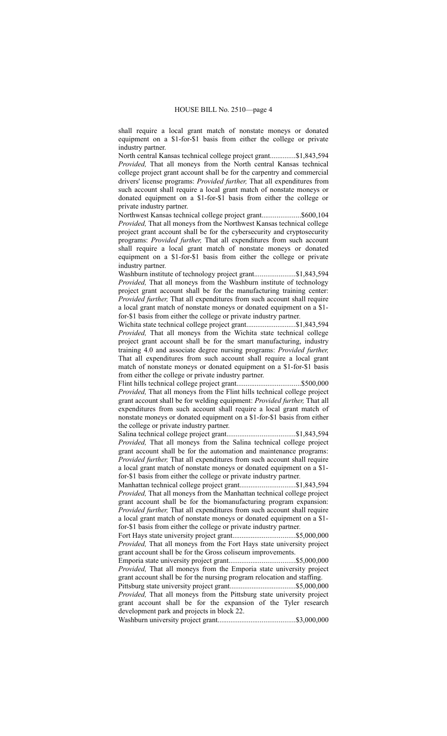shall require a local grant match of nonstate moneys or donated equipment on a $1-for-$1 basis from either the college or private industry partner.

North central Kansas technical college project grant..............$1,843,594

*Provided,* That all moneys from the North central Kansas technical college project grant account shall be for the carpentry and commercial drivers' license programs: *Provided further,* That all expenditures from such account shall require a local grant match of nonstate moneys or donated equipment on a $1-for-$1 basis from either the college or private industry partner.

Northwest Kansas technical college project grant.....................$600,104

*Provided,* That all moneys from the Northwest Kansas technical college project grant account shall be for the cybersecurity and cryptosecurity programs: *Provided further,* That all expenditures from such account shall require a local grant match of nonstate moneys or donated equipment on a $1-for-$1 basis from either the college or private industry partner.

Washburn institute of technology project grant......................$1,843,594

*Provided,* That all moneys from the Washburn institute of technology project grant account shall be for the manufacturing training center: *Provided further,* That all expenditures from such account shall require a local grant match of nonstate moneys or donated equipment on a $1-for-$1 basis from either the college or private industry partner.

Wichita state technical college project grant...........................$1,843,594

*Provided,* That all moneys from the Wichita state technical college project grant account shall be for the smart manufacturing, industry training 4.0 and associate degree nursing programs: *Provided further,* That all expenditures from such account shall require a local grant match of nonstate moneys or donated equipment on a $1-for-$1 basis from either the college or private industry partner.

Flint hills technical college project grant...................................$500,000

*Provided,* That all moneys from the Flint hills technical college project grant account shall be for welding equipment: *Provided further,* That all expenditures from such account shall require a local grant match of nonstate moneys or donated equipment on a $1-for-$1 basis from either the college or private industry partner.

Salina technical college project grant.....................................$1,843,594

*Provided,* That all moneys from the Salina technical college project grant account shall be for the automation and maintenance programs: *Provided further,* That all expenditures from such account shall require a local grant match of nonstate moneys or donated equipment on a $1-for-$1 basis from either the college or private industry partner.

Manhattan technical college project grant..............................$1,843,594

*Provided,* That all moneys from the Manhattan technical college project grant account shall be for the biomanufacturing program expansion: *Provided further,* That all expenditures from such account shall require a local grant match of nonstate moneys or donated equipment on a $1-for-$1 basis from either the college or private industry partner.

Fort Hays state university project grant..................................$5,000,000

*Provided,* That all moneys from the Fort Hays state university project grant account shall be for the Gross coliseum improvements.

Emporia state university project grant....................................$5,000,000

*Provided,* That all moneys from the Emporia state university project grant account shall be for the nursing program relocation and staffing.

Pittsburg state university project grant....................................$5,000,000

*Provided,* That all moneys from the Pittsburg state university project grant account shall be for the expansion of the Tyler research development park and projects in block 22.

Washburn university project grant..........................................$3,000,000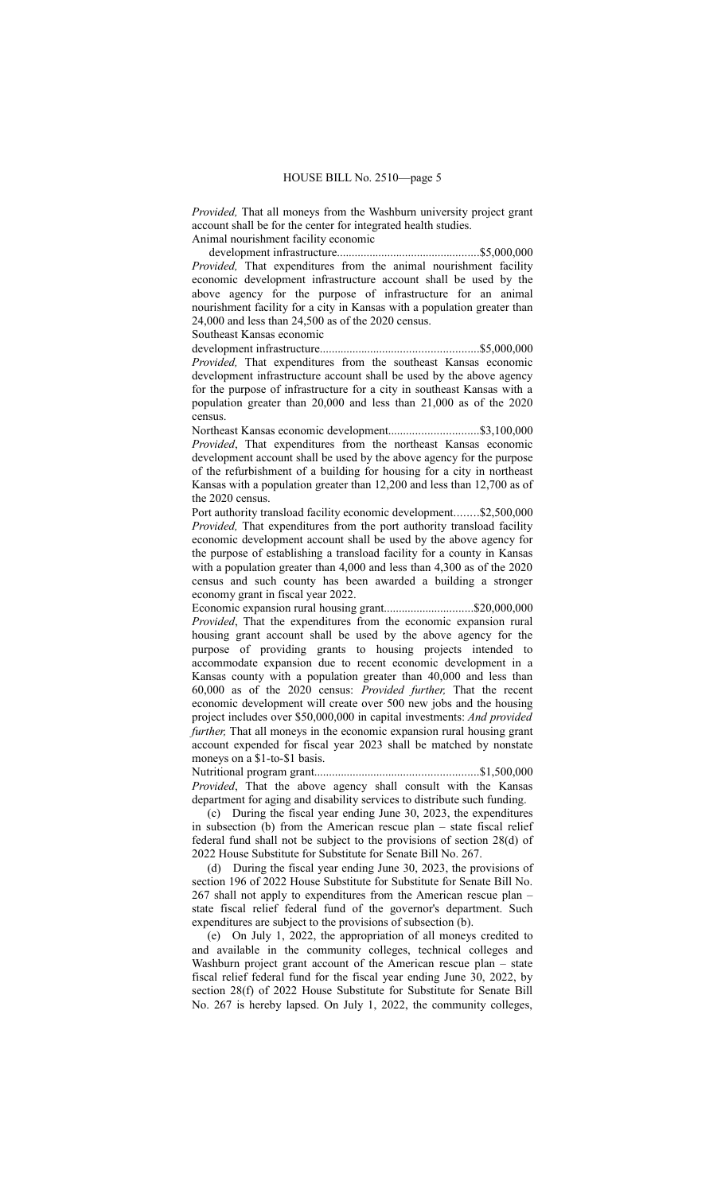*Provided,* That all moneys from the Washburn university project grant account shall be for the center for integrated health studies.

Animal nourishment facility economic development infrastructure................................................$5,000,000

*Provided,* That expenditures from the animal nourishment facility economic development infrastructure account shall be used by the above agency for the purpose of infrastructure for an animal nourishment facility for a city in Kansas with a population greater than 24,000 and less than 24,500 as of the 2020 census.

Southeast Kansas economic development infrastructure.....................................................$5,000,000

*Provided,* That expenditures from the southeast Kansas economic development infrastructure account shall be used by the above agency for the purpose of infrastructure for a city in southeast Kansas with a population greater than 20,000 and less than 21,000 as of the 2020 census.

Northeast Kansas economic development..............................$3,100,000

*Provided*, That expenditures from the northeast Kansas economic development account shall be used by the above agency for the purpose of the refurbishment of a building for housing for a city in northeast Kansas with a population greater than 12,200 and less than 12,700 as of the 2020 census.

Port authority transload facility economic development........$2,500,000

*Provided,* That expenditures from the port authority transload facility economic development account shall be used by the above agency for the purpose of establishing a transload facility for a county in Kansas with a population greater than 4,000 and less than 4,300 as of the 2020 census and such county has been awarded a building a stronger economy grant in fiscal year 2022.

Economic expansion rural housing grant..............................$20,000,000

*Provided*, That the expenditures from the economic expansion rural housing grant account shall be used by the above agency for the purpose of providing grants to housing projects intended to accommodate expansion due to recent economic development in a Kansas county with a population greater than 40,000 and less than 60,000 as of the 2020 census: *Provided further,* That the recent economic development will create over 500 new jobs and the housing project includes over $50,000,000 in capital investments: *And provided further,* That all moneys in the economic expansion rural housing grant account expended for fiscal year 2023 shall be matched by nonstate moneys on a $1-to-$1 basis.

Nutritional program grant.......................................................$1,500,000

*Provided*, That the above agency shall consult with the Kansas department for aging and disability services to distribute such funding.

(c) During the fiscal year ending June 30, 2023, the expenditures in subsection (b) from the American rescue plan – state fiscal relief federal fund shall not be subject to the provisions of section 28(d) of 2022 House Substitute for Substitute for Senate Bill No. 267.

(d) During the fiscal year ending June 30, 2023, the provisions of section 196 of 2022 House Substitute for Substitute for Senate Bill No. 267 shall not apply to expenditures from the American rescue plan – state fiscal relief federal fund of the governor's department. Such expenditures are subject to the provisions of subsection (b).

(e) On July 1, 2022, the appropriation of all moneys credited to and available in the community colleges, technical colleges and Washburn project grant account of the American rescue plan – state fiscal relief federal fund for the fiscal year ending June 30, 2022, by section 28(f) of 2022 House Substitute for Substitute for Senate Bill No. 267 is hereby lapsed. On July 1, 2022, the community colleges,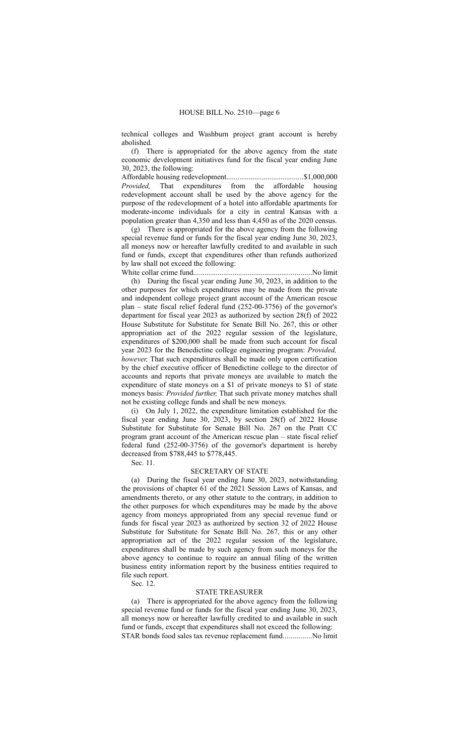technical colleges and Washburn project grant account is hereby abolished.

(f) There is appropriated for the above agency from the state economic development initiatives fund for the fiscal year ending June 30, 2023, the following:

Affordable housing redevelopment.........................................$1,000,000

*Provided,* That expenditures from the affordable housing redevelopment account shall be used by the above agency for the purpose of the redevelopment of a hotel into affordable apartments for moderate-income individuals for a city in central Kansas with a population greater than 4,350 and less than 4,450 as of the 2020 census.

(g) There is appropriated for the above agency from the following special revenue fund or funds for the fiscal year ending June 30, 2023, all moneys now or hereafter lawfully credited to and available in such fund or funds, except that expenditures other than refunds authorized by law shall not exceed the following:

White collar crime fund...............................................................No limit

(h) During the fiscal year ending June 30, 2023, in addition to the other purposes for which expenditures may be made from the private and independent college project grant account of the American rescue plan – state fiscal relief federal fund (252-00-3756) of the governor's department for fiscal year 2023 as authorized by section 28(f) of 2022 House Substitute for Substitute for Senate Bill No. 267, this or other appropriation act of the 2022 regular session of the legislature, expenditures of $200,000 shall be made from such account for fiscal year 2023 for the Benedictine college engineering program: *Provided, however,* That such expenditures shall be made only upon certification by the chief executive officer of Benedictine college to the director of accounts and reports that private moneys are available to match the expenditure of state moneys on a $1 of private moneys to $1 of state moneys basis: *Provided further,* That such private money matches shall not be existing college funds and shall be new moneys.

(i) On July 1, 2022, the expenditure limitation established for the fiscal year ending June 30, 2023, by section 28(f) of 2022 House Substitute for Substitute for Senate Bill No. 267 on the Pratt CC program grant account of the American rescue plan – state fiscal relief federal fund (252-00-3756) of the governor's department is hereby decreased from $788,445 to $778,445.

Sec. 11.

SECRETARY OF STATE

(a) During the fiscal year ending June 30, 2023, notwithstanding the provisions of chapter 61 of the 2021 Session Laws of Kansas, and amendments thereto, or any other statute to the contrary, in addition to the other purposes for which expenditures may be made by the above agency from moneys appropriated from any special revenue fund or funds for fiscal year 2023 as authorized by section 32 of 2022 House Substitute for Substitute for Senate Bill No. 267, this or any other appropriation act of the 2022 regular session of the legislature, expenditures shall be made by such agency from such moneys for the above agency to continue to require an annual filing of the written business entity information report by the business entities required to file such report.

Sec. 12.

STATE TREASURER

(a) There is appropriated for the above agency from the following special revenue fund or funds for the fiscal year ending June 30, 2023, all moneys now or hereafter lawfully credited to and available in such fund or funds, except that expenditures shall not exceed the following:

STAR bonds food sales tax revenue replacement fund...............No limit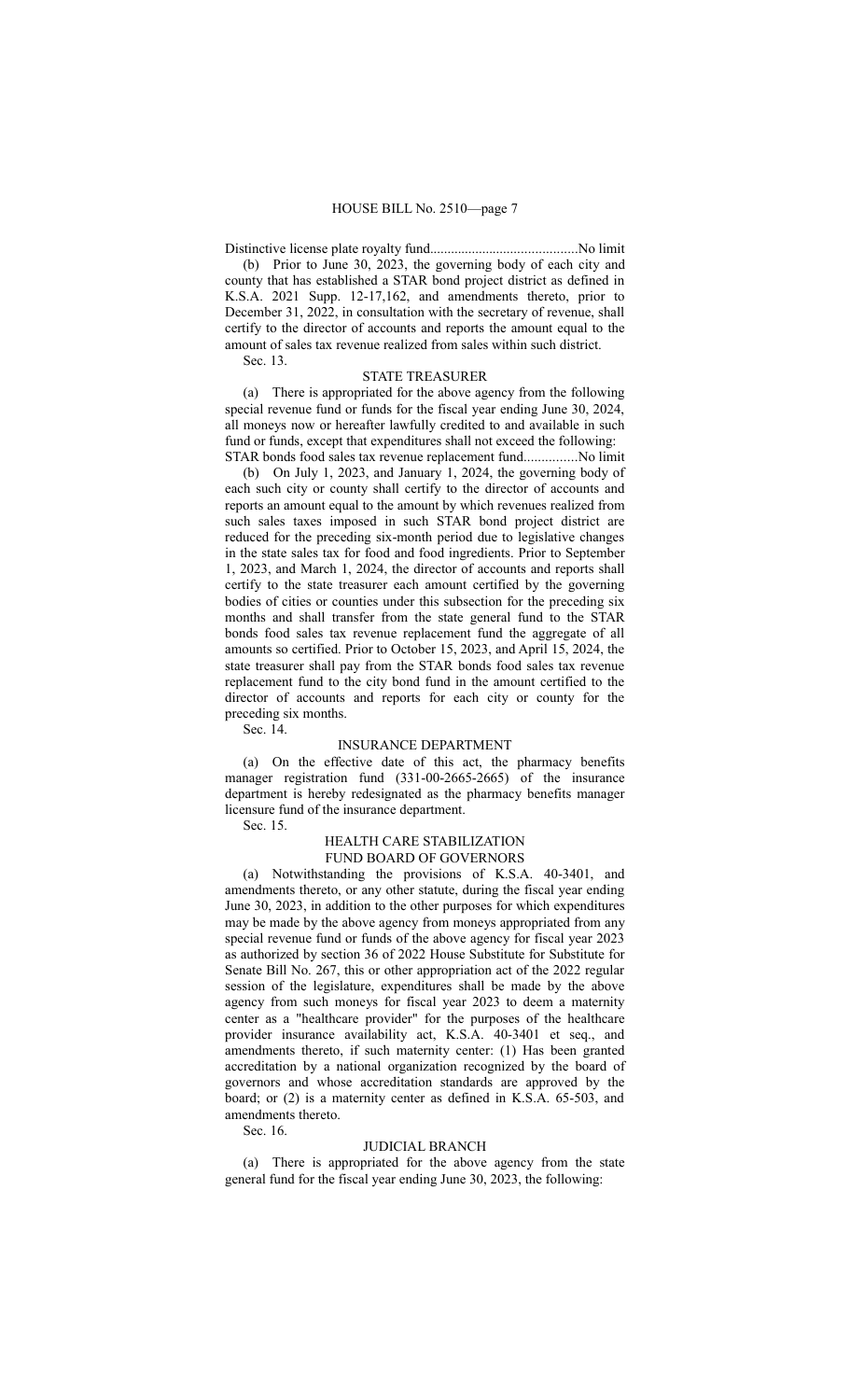Distinctive license plate royalty fund..........................................No limit

(b) Prior to June 30, 2023, the governing body of each city and county that has established a STAR bond project district as defined in K.S.A. 2021 Supp. 12-17,162, and amendments thereto, prior to December 31, 2022, in consultation with the secretary of revenue, shall certify to the director of accounts and reports the amount equal to the amount of sales tax revenue realized from sales within such district.

Sec. 13.

## STATE TREASURER

(a) There is appropriated for the above agency from the following special revenue fund or funds for the fiscal year ending June 30, 2024, all moneys now or hereafter lawfully credited to and available in such fund or funds, except that expenditures shall not exceed the following:

STAR bonds food sales tax revenue replacement fund...............No limit

(b) On July 1, 2023, and January 1, 2024, the governing body of each such city or county shall certify to the director of accounts and reports an amount equal to the amount by which revenues realized from such sales taxes imposed in such STAR bond project district are reduced for the preceding six-month period due to legislative changes in the state sales tax for food and food ingredients. Prior to September 1, 2023, and March 1, 2024, the director of accounts and reports shall certify to the state treasurer each amount certified by the governing bodies of cities or counties under this subsection for the preceding six months and shall transfer from the state general fund to the STAR bonds food sales tax revenue replacement fund the aggregate of all amounts so certified. Prior to October 15, 2023, and April 15, 2024, the state treasurer shall pay from the STAR bonds food sales tax revenue replacement fund to the city bond fund in the amount certified to the director of accounts and reports for each city or county for the preceding six months.

Sec. 14.

## INSURANCE DEPARTMENT

(a) On the effective date of this act, the pharmacy benefits manager registration fund (331-00-2665-2665) of the insurance department is hereby redesignated as the pharmacy benefits manager licensure fund of the insurance department.

Sec. 15.

## HEALTH CARE STABILIZATION FUND BOARD OF GOVERNORS

(a) Notwithstanding the provisions of K.S.A. 40-3401, and amendments thereto, or any other statute, during the fiscal year ending June 30, 2023, in addition to the other purposes for which expenditures may be made by the above agency from moneys appropriated from any special revenue fund or funds of the above agency for fiscal year 2023 as authorized by section 36 of 2022 House Substitute for Substitute for Senate Bill No. 267, this or other appropriation act of the 2022 regular session of the legislature, expenditures shall be made by the above agency from such moneys for fiscal year 2023 to deem a maternity center as a "healthcare provider" for the purposes of the healthcare provider insurance availability act, K.S.A. 40-3401 et seq., and amendments thereto, if such maternity center: (1) Has been granted accreditation by a national organization recognized by the board of governors and whose accreditation standards are approved by the board; or (2) is a maternity center as defined in K.S.A. 65-503, and amendments thereto.

Sec. 16.

## JUDICIAL BRANCH

(a) There is appropriated for the above agency from the state general fund for the fiscal year ending June 30, 2023, the following: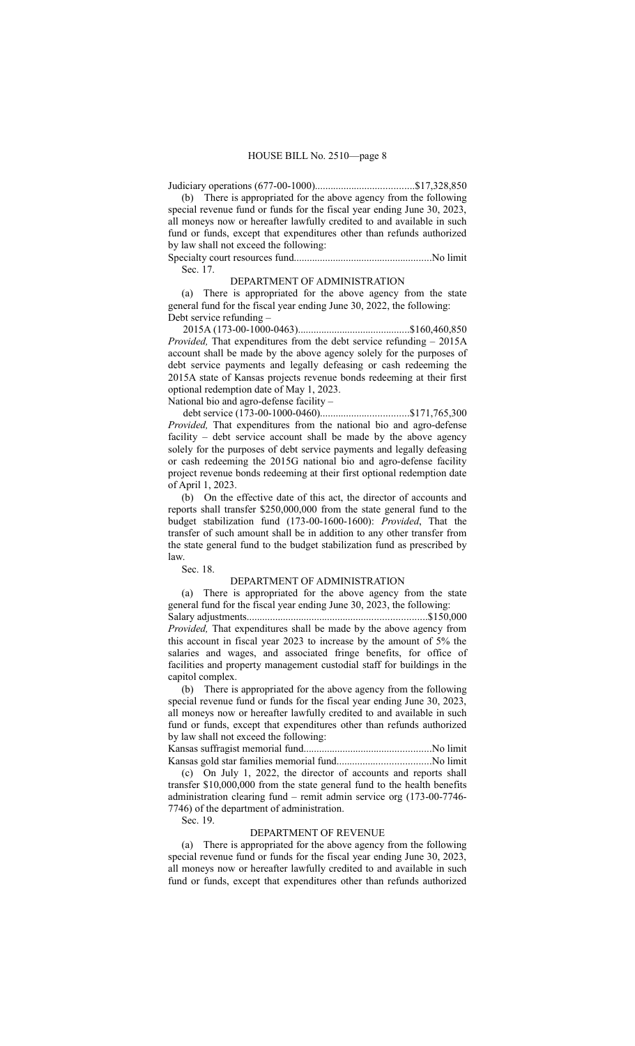Judiciary operations (677-00-1000)......................................$17,328,850

(b) There is appropriated for the above agency from the following special revenue fund or funds for the fiscal year ending June 30, 2023, all moneys now or hereafter lawfully credited to and available in such fund or funds, except that expenditures other than refunds authorized by law shall not exceed the following:

Specialty court resources fund....................................................No limit

Sec. 17.

DEPARTMENT OF ADMINISTRATION

(a) There is appropriated for the above agency from the state general fund for the fiscal year ending June 30, 2022, the following:

Debt service refunding –

2015A (173-00-1000-0463)...........................................$160,460,850

*Provided,* That expenditures from the debt service refunding – 2015A account shall be made by the above agency solely for the purposes of debt service payments and legally defeasing or cash redeeming the 2015A state of Kansas projects revenue bonds redeeming at their first optional redemption date of May 1, 2023.

National bio and agro-defense facility –

debt service (173-00-1000-0460)..................................$171,765,300

*Provided,* That expenditures from the national bio and agro-defense facility – debt service account shall be made by the above agency solely for the purposes of debt service payments and legally defeasing or cash redeeming the 2015G national bio and agro-defense facility project revenue bonds redeeming at their first optional redemption date of April 1, 2023.

(b) On the effective date of this act, the director of accounts and reports shall transfer $250,000,000 from the state general fund to the budget stabilization fund (173-00-1600-1600): *Provided*, That the transfer of such amount shall be in addition to any other transfer from the state general fund to the budget stabilization fund as prescribed by law.

Sec. 18.

DEPARTMENT OF ADMINISTRATION

(a) There is appropriated for the above agency from the state general fund for the fiscal year ending June 30, 2023, the following:

Salary adjustments....................................................................$150,000

*Provided,* That expenditures shall be made by the above agency from this account in fiscal year 2023 to increase by the amount of 5% the salaries and wages, and associated fringe benefits, for office of facilities and property management custodial staff for buildings in the capitol complex.

(b) There is appropriated for the above agency from the following special revenue fund or funds for the fiscal year ending June 30, 2023, all moneys now or hereafter lawfully credited to and available in such fund or funds, except that expenditures other than refunds authorized by law shall not exceed the following:

Kansas suffragist memorial fund................................................No limit

Kansas gold star families memorial fund....................................No limit

(c) On July 1, 2022, the director of accounts and reports shall transfer $10,000,000 from the state general fund to the health benefits administration clearing fund – remit admin service org (173-00-7746-7746) of the department of administration.

Sec. 19.

DEPARTMENT OF REVENUE

(a) There is appropriated for the above agency from the following special revenue fund or funds for the fiscal year ending June 30, 2023, all moneys now or hereafter lawfully credited to and available in such fund or funds, except that expenditures other than refunds authorized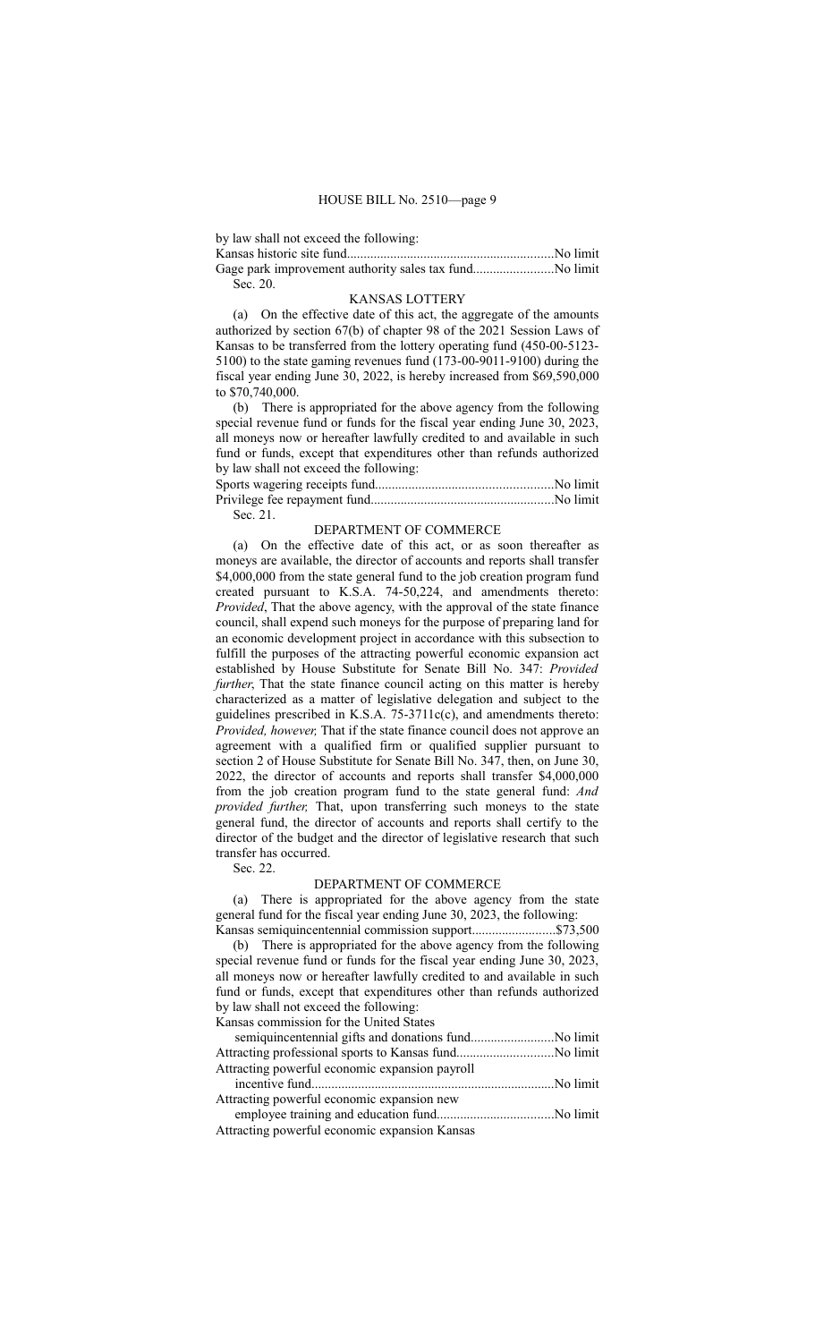by law shall not exceed the following:

Kansas historic site fund..............................................................No limit
Gage park improvement authority sales tax fund........................No limit

Sec. 20.

## KANSAS LOTTERY

(a) On the effective date of this act, the aggregate of the amounts authorized by section 67(b) of chapter 98 of the 2021 Session Laws of Kansas to be transferred from the lottery operating fund (450-00-5123-5100) to the state gaming revenues fund (173-00-9011-9100) during the fiscal year ending June 30, 2022, is hereby increased from $69,590,000 to $70,740,000.

(b) There is appropriated for the above agency from the following special revenue fund or funds for the fiscal year ending June 30, 2023, all moneys now or hereafter lawfully credited to and available in such fund or funds, except that expenditures other than refunds authorized by law shall not exceed the following:

Sports wagering receipts fund.....................................................No limit
Privilege fee repayment fund.......................................................No limit

Sec. 21.

## DEPARTMENT OF COMMERCE

(a) On the effective date of this act, or as soon thereafter as moneys are available, the director of accounts and reports shall transfer $4,000,000 from the state general fund to the job creation program fund created pursuant to K.S.A. 74-50,224, and amendments thereto: *Provided*, That the above agency, with the approval of the state finance council, shall expend such moneys for the purpose of preparing land for an economic development project in accordance with this subsection to fulfill the purposes of the attracting powerful economic expansion act established by House Substitute for Senate Bill No. 347: *Provided further,* That the state finance council acting on this matter is hereby characterized as a matter of legislative delegation and subject to the guidelines prescribed in K.S.A. 75-3711c(c), and amendments thereto: *Provided, however,* That if the state finance council does not approve an agreement with a qualified firm or qualified supplier pursuant to section 2 of House Substitute for Senate Bill No. 347, then, on June 30, 2022, the director of accounts and reports shall transfer $4,000,000 from the job creation program fund to the state general fund: *And provided further,* That, upon transferring such moneys to the state general fund, the director of accounts and reports shall certify to the director of the budget and the director of legislative research that such transfer has occurred.

Sec. 22.

## DEPARTMENT OF COMMERCE

(a) There is appropriated for the above agency from the state general fund for the fiscal year ending June 30, 2023, the following:

Kansas semiquincentennial commission support.........................$73,500

(b) There is appropriated for the above agency from the following special revenue fund or funds for the fiscal year ending June 30, 2023, all moneys now or hereafter lawfully credited to and available in such fund or funds, except that expenditures other than refunds authorized by law shall not exceed the following:

Kansas commission for the United States
semiquincentennial gifts and donations fund.........................No limit
Attracting professional sports to Kansas fund.............................No limit
Attracting powerful economic expansion payroll
incentive fund.........................................................................No limit
Attracting powerful economic expansion new
employee training and education fund...................................No limit
Attracting powerful economic expansion Kansas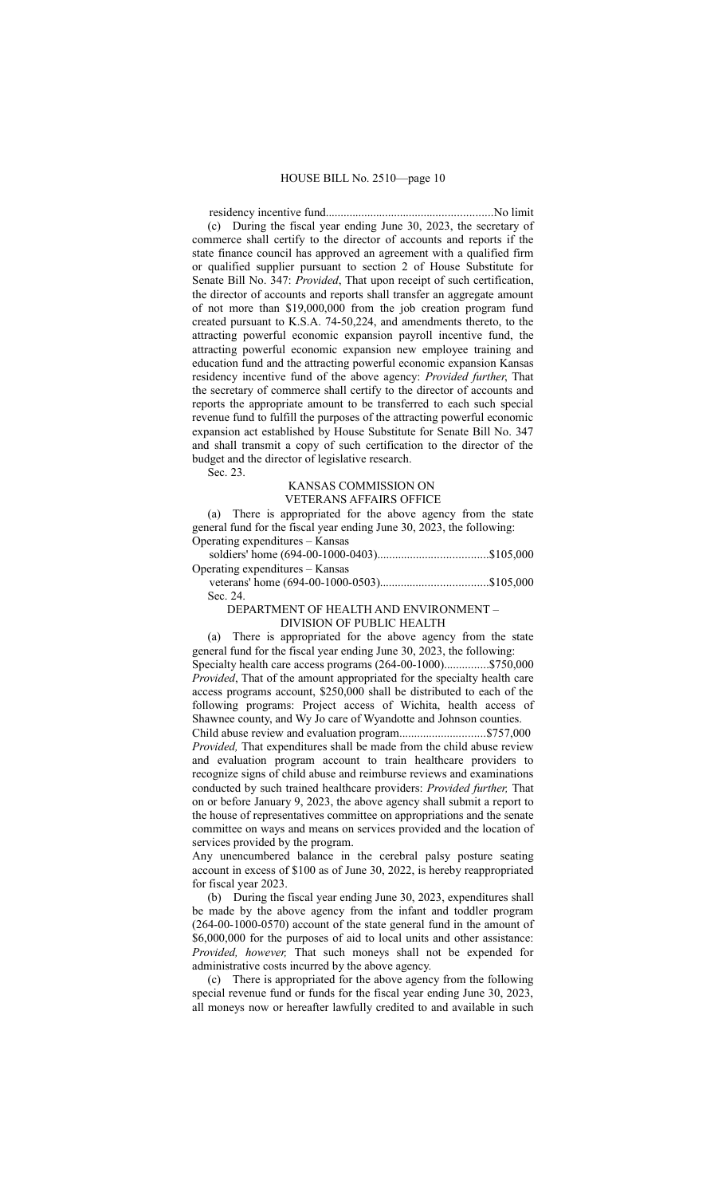residency incentive fund........................................................No limit

(c) During the fiscal year ending June 30, 2023, the secretary of commerce shall certify to the director of accounts and reports if the state finance council has approved an agreement with a qualified firm or qualified supplier pursuant to section 2 of House Substitute for Senate Bill No. 347: *Provided*, That upon receipt of such certification, the director of accounts and reports shall transfer an aggregate amount of not more than $19,000,000 from the job creation program fund created pursuant to K.S.A. 74-50,224, and amendments thereto, to the attracting powerful economic expansion payroll incentive fund, the attracting powerful economic expansion new employee training and education fund and the attracting powerful economic expansion Kansas residency incentive fund of the above agency: *Provided further*, That the secretary of commerce shall certify to the director of accounts and reports the appropriate amount to be transferred to each such special revenue fund to fulfill the purposes of the attracting powerful economic expansion act established by House Substitute for Senate Bill No. 347 and shall transmit a copy of such certification to the director of the budget and the director of legislative research.

Sec. 23.

KANSAS COMMISSION ON VETERANS AFFAIRS OFFICE

(a) There is appropriated for the above agency from the state general fund for the fiscal year ending June 30, 2023, the following:

Operating expenditures – Kansas soldiers' home (694-00-1000-0403).....................................$105,000

Operating expenditures – Kansas veterans' home (694-00-1000-0503)....................................$105,000

Sec. 24.

DEPARTMENT OF HEALTH AND ENVIRONMENT – DIVISION OF PUBLIC HEALTH

(a) There is appropriated for the above agency from the state general fund for the fiscal year ending June 30, 2023, the following:

Specialty health care access programs (264-00-1000)...............$750,000

*Provided*, That of the amount appropriated for the specialty health care access programs account, $250,000 shall be distributed to each of the following programs: Project access of Wichita, health access of Shawnee county, and Wy Jo care of Wyandotte and Johnson counties.

Child abuse review and evaluation program.............................$757,000

*Provided,* That expenditures shall be made from the child abuse review and evaluation program account to train healthcare providers to recognize signs of child abuse and reimburse reviews and examinations conducted by such trained healthcare providers: *Provided further,* That on or before January 9, 2023, the above agency shall submit a report to the house of representatives committee on appropriations and the senate committee on ways and means on services provided and the location of services provided by the program.

Any unencumbered balance in the cerebral palsy posture seating account in excess of $100 as of June 30, 2022, is hereby reappropriated for fiscal year 2023.

(b) During the fiscal year ending June 30, 2023, expenditures shall be made by the above agency from the infant and toddler program (264-00-1000-0570) account of the state general fund in the amount of $6,000,000 for the purposes of aid to local units and other assistance: *Provided, however,* That such moneys shall not be expended for administrative costs incurred by the above agency.

(c) There is appropriated for the above agency from the following special revenue fund or funds for the fiscal year ending June 30, 2023, all moneys now or hereafter lawfully credited to and available in such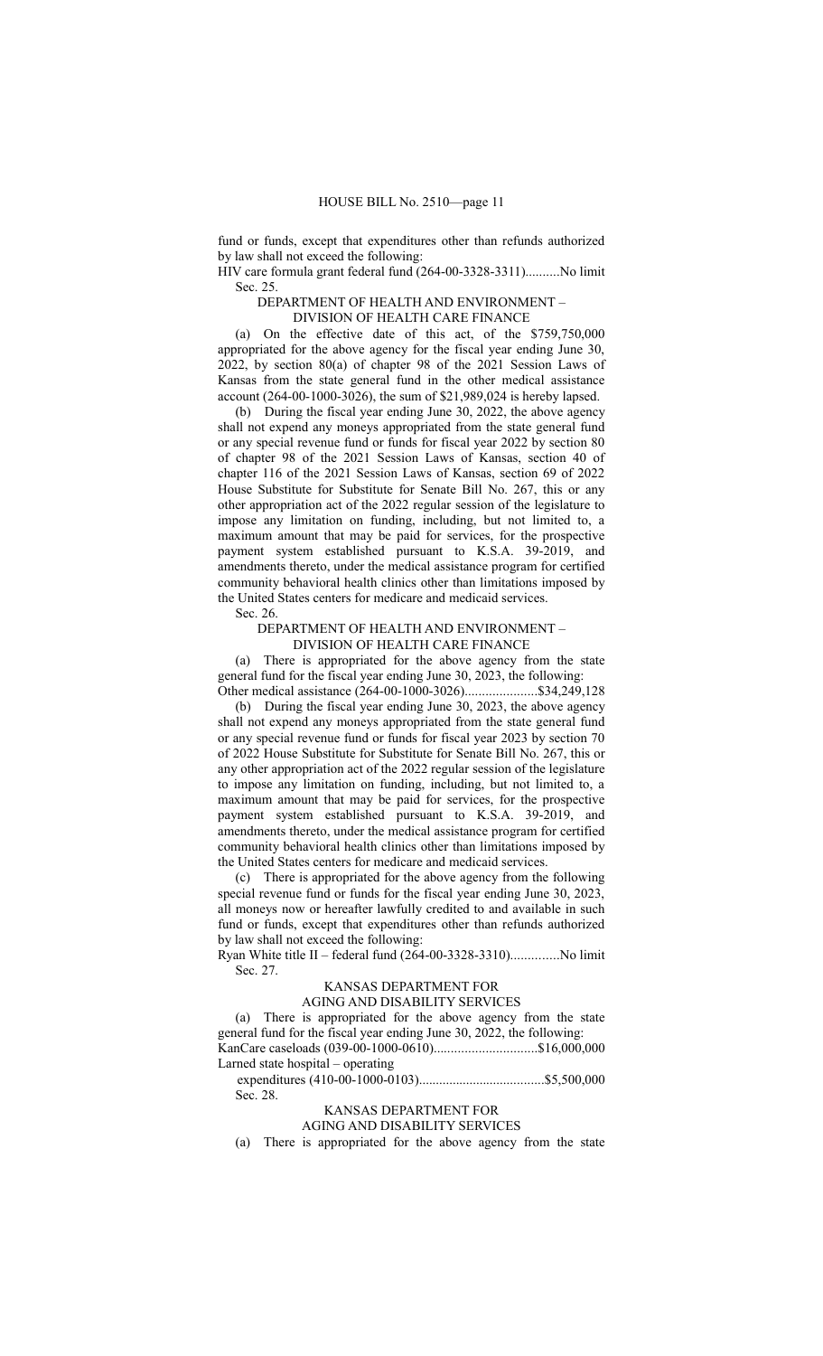fund or funds, except that expenditures other than refunds authorized by law shall not exceed the following:

HIV care formula grant federal fund (264-00-3328-3311)..........No limit

Sec. 25.

DEPARTMENT OF HEALTH AND ENVIRONMENT – DIVISION OF HEALTH CARE FINANCE

(a) On the effective date of this act, of the $759,750,000 appropriated for the above agency for the fiscal year ending June 30, 2022, by section 80(a) of chapter 98 of the 2021 Session Laws of Kansas from the state general fund in the other medical assistance account (264-00-1000-3026), the sum of $21,989,024 is hereby lapsed.

(b) During the fiscal year ending June 30, 2022, the above agency shall not expend any moneys appropriated from the state general fund or any special revenue fund or funds for fiscal year 2022 by section 80 of chapter 98 of the 2021 Session Laws of Kansas, section 40 of chapter 116 of the 2021 Session Laws of Kansas, section 69 of 2022 House Substitute for Substitute for Senate Bill No. 267, this or any other appropriation act of the 2022 regular session of the legislature to impose any limitation on funding, including, but not limited to, a maximum amount that may be paid for services, for the prospective payment system established pursuant to K.S.A. 39-2019, and amendments thereto, under the medical assistance program for certified community behavioral health clinics other than limitations imposed by the United States centers for medicare and medicaid services.

Sec. 26.

DEPARTMENT OF HEALTH AND ENVIRONMENT – DIVISION OF HEALTH CARE FINANCE

(a) There is appropriated for the above agency from the state general fund for the fiscal year ending June 30, 2023, the following:

Other medical assistance (264-00-1000-3026).....................$34,249,128

(b) During the fiscal year ending June 30, 2023, the above agency shall not expend any moneys appropriated from the state general fund or any special revenue fund or funds for fiscal year 2023 by section 70 of 2022 House Substitute for Substitute for Senate Bill No. 267, this or any other appropriation act of the 2022 regular session of the legislature to impose any limitation on funding, including, but not limited to, a maximum amount that may be paid for services, for the prospective payment system established pursuant to K.S.A. 39-2019, and amendments thereto, under the medical assistance program for certified community behavioral health clinics other than limitations imposed by the United States centers for medicare and medicaid services.

(c) There is appropriated for the above agency from the following special revenue fund or funds for the fiscal year ending June 30, 2023, all moneys now or hereafter lawfully credited to and available in such fund or funds, except that expenditures other than refunds authorized by law shall not exceed the following:

Ryan White title II – federal fund (264-00-3328-3310)..............No limit

Sec. 27.

KANSAS DEPARTMENT FOR AGING AND DISABILITY SERVICES

(a) There is appropriated for the above agency from the state general fund for the fiscal year ending June 30, 2022, the following:

KanCare caseloads (039-00-1000-0610)..............................$16,000,000

Larned state hospital – operating expenditures (410-00-1000-0103)....................................$5,500,000

Sec. 28.

KANSAS DEPARTMENT FOR AGING AND DISABILITY SERVICES

(a) There is appropriated for the above agency from the state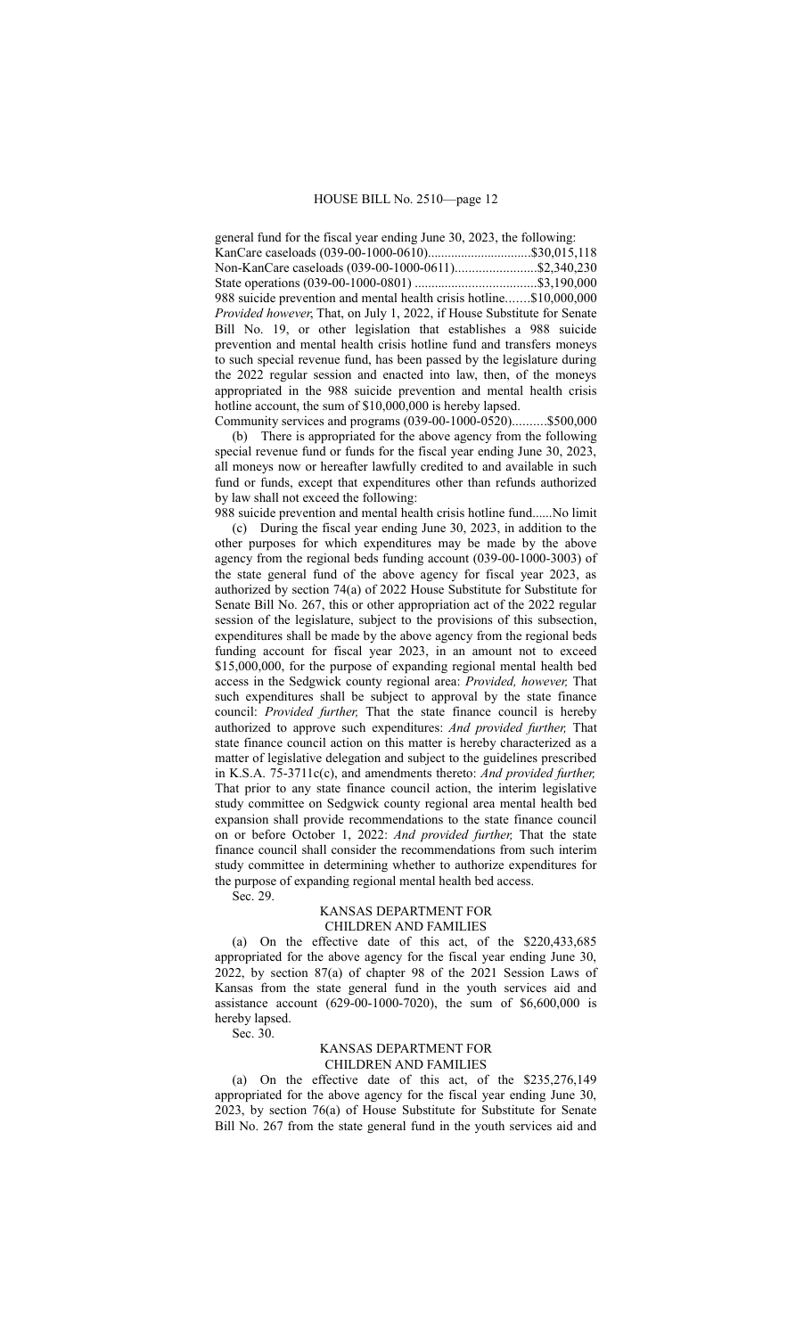general fund for the fiscal year ending June 30, 2023, the following:

KanCare caseloads (039-00-1000-0610)...............................$30,015,118
Non-KanCare caseloads (039-00-1000-0611).........................$2,340,230
State operations (039-00-1000-0801) ....................................$3,190,000
988 suicide prevention and mental health crisis hotline.......$10,000,000
*Provided however*, That, on July 1, 2022, if House Substitute for Senate Bill No. 19, or other legislation that establishes a 988 suicide prevention and mental health crisis hotline fund and transfers moneys to such special revenue fund, has been passed by the legislature during the 2022 regular session and enacted into law, then, of the moneys appropriated in the 988 suicide prevention and mental health crisis hotline account, the sum of $10,000,000 is hereby lapsed.
Community services and programs (039-00-1000-0520)..........$500,000

(b) There is appropriated for the above agency from the following special revenue fund or funds for the fiscal year ending June 30, 2023, all moneys now or hereafter lawfully credited to and available in such fund or funds, except that expenditures other than refunds authorized by law shall not exceed the following:

988 suicide prevention and mental health crisis hotline fund......No limit

(c) During the fiscal year ending June 30, 2023, in addition to the other purposes for which expenditures may be made by the above agency from the regional beds funding account (039-00-1000-3003) of the state general fund of the above agency for fiscal year 2023, as authorized by section 74(a) of 2022 House Substitute for Substitute for Senate Bill No. 267, this or other appropriation act of the 2022 regular session of the legislature, subject to the provisions of this subsection, expenditures shall be made by the above agency from the regional beds funding account for fiscal year 2023, in an amount not to exceed $15,000,000, for the purpose of expanding regional mental health bed access in the Sedgwick county regional area: *Provided, however,* That such expenditures shall be subject to approval by the state finance council: *Provided further,* That the state finance council is hereby authorized to approve such expenditures: *And provided further,* That state finance council action on this matter is hereby characterized as a matter of legislative delegation and subject to the guidelines prescribed in K.S.A. 75-3711c(c), and amendments thereto: *And provided further,* That prior to any state finance council action, the interim legislative study committee on Sedgwick county regional area mental health bed expansion shall provide recommendations to the state finance council on or before October 1, 2022: *And provided further,* That the state finance council shall consider the recommendations from such interim study committee in determining whether to authorize expenditures for the purpose of expanding regional mental health bed access.

Sec. 29.

KANSAS DEPARTMENT FOR CHILDREN AND FAMILIES

(a) On the effective date of this act, of the $220,433,685 appropriated for the above agency for the fiscal year ending June 30, 2022, by section 87(a) of chapter 98 of the 2021 Session Laws of Kansas from the state general fund in the youth services aid and assistance account (629-00-1000-7020), the sum of $6,600,000 is hereby lapsed.

Sec. 30.

KANSAS DEPARTMENT FOR CHILDREN AND FAMILIES

(a) On the effective date of this act, of the $235,276,149 appropriated for the above agency for the fiscal year ending June 30, 2023, by section 76(a) of House Substitute for Substitute for Senate Bill No. 267 from the state general fund in the youth services aid and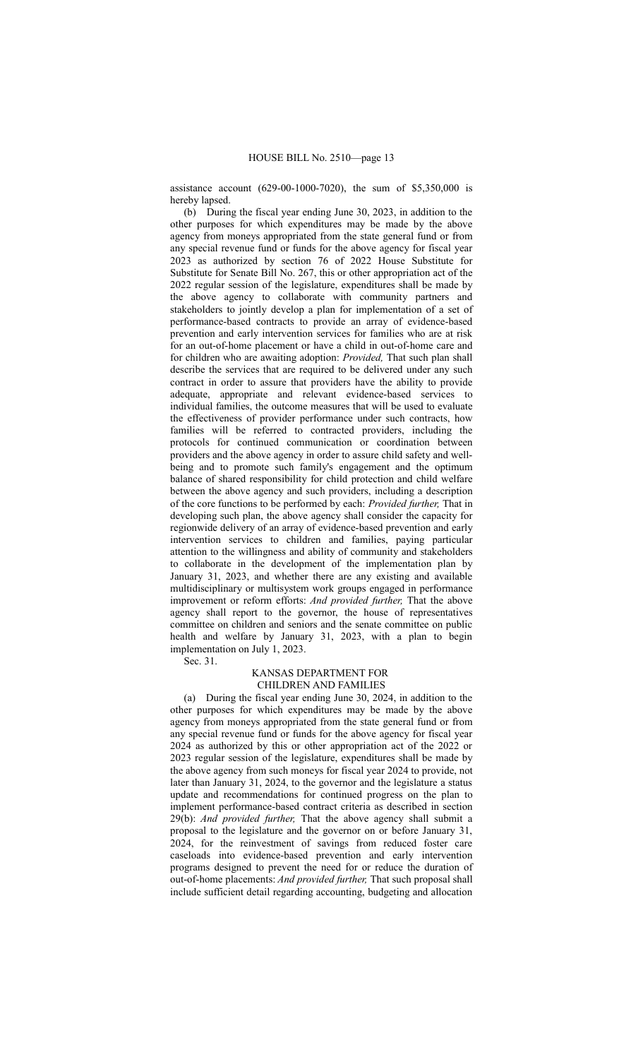assistance account (629-00-1000-7020), the sum of $5,350,000 is hereby lapsed.

(b) During the fiscal year ending June 30, 2023, in addition to the other purposes for which expenditures may be made by the above agency from moneys appropriated from the state general fund or from any special revenue fund or funds for the above agency for fiscal year 2023 as authorized by section 76 of 2022 House Substitute for Substitute for Senate Bill No. 267, this or other appropriation act of the 2022 regular session of the legislature, expenditures shall be made by the above agency to collaborate with community partners and stakeholders to jointly develop a plan for implementation of a set of performance-based contracts to provide an array of evidence-based prevention and early intervention services for families who are at risk for an out-of-home placement or have a child in out-of-home care and for children who are awaiting adoption: *Provided,* That such plan shall describe the services that are required to be delivered under any such contract in order to assure that providers have the ability to provide adequate, appropriate and relevant evidence-based services to individual families, the outcome measures that will be used to evaluate the effectiveness of provider performance under such contracts, how families will be referred to contracted providers, including the protocols for continued communication or coordination between providers and the above agency in order to assure child safety and well-being and to promote such family's engagement and the optimum balance of shared responsibility for child protection and child welfare between the above agency and such providers, including a description of the core functions to be performed by each: *Provided further,* That in developing such plan, the above agency shall consider the capacity for regionwide delivery of an array of evidence-based prevention and early intervention services to children and families, paying particular attention to the willingness and ability of community and stakeholders to collaborate in the development of the implementation plan by January 31, 2023, and whether there are any existing and available multidisciplinary or multisystem work groups engaged in performance improvement or reform efforts: *And provided further,* That the above agency shall report to the governor, the house of representatives committee on children and seniors and the senate committee on public health and welfare by January 31, 2023, with a plan to begin implementation on July 1, 2023.

Sec. 31.

KANSAS DEPARTMENT FOR
CHILDREN AND FAMILIES

(a) During the fiscal year ending June 30, 2024, in addition to the other purposes for which expenditures may be made by the above agency from moneys appropriated from the state general fund or from any special revenue fund or funds for the above agency for fiscal year 2024 as authorized by this or other appropriation act of the 2022 or 2023 regular session of the legislature, expenditures shall be made by the above agency from such moneys for fiscal year 2024 to provide, not later than January 31, 2024, to the governor and the legislature a status update and recommendations for continued progress on the plan to implement performance-based contract criteria as described in section 29(b): *And provided further,* That the above agency shall submit a proposal to the legislature and the governor on or before January 31, 2024, for the reinvestment of savings from reduced foster care caseloads into evidence-based prevention and early intervention programs designed to prevent the need for or reduce the duration of out-of-home placements: *And provided further,* That such proposal shall include sufficient detail regarding accounting, budgeting and allocation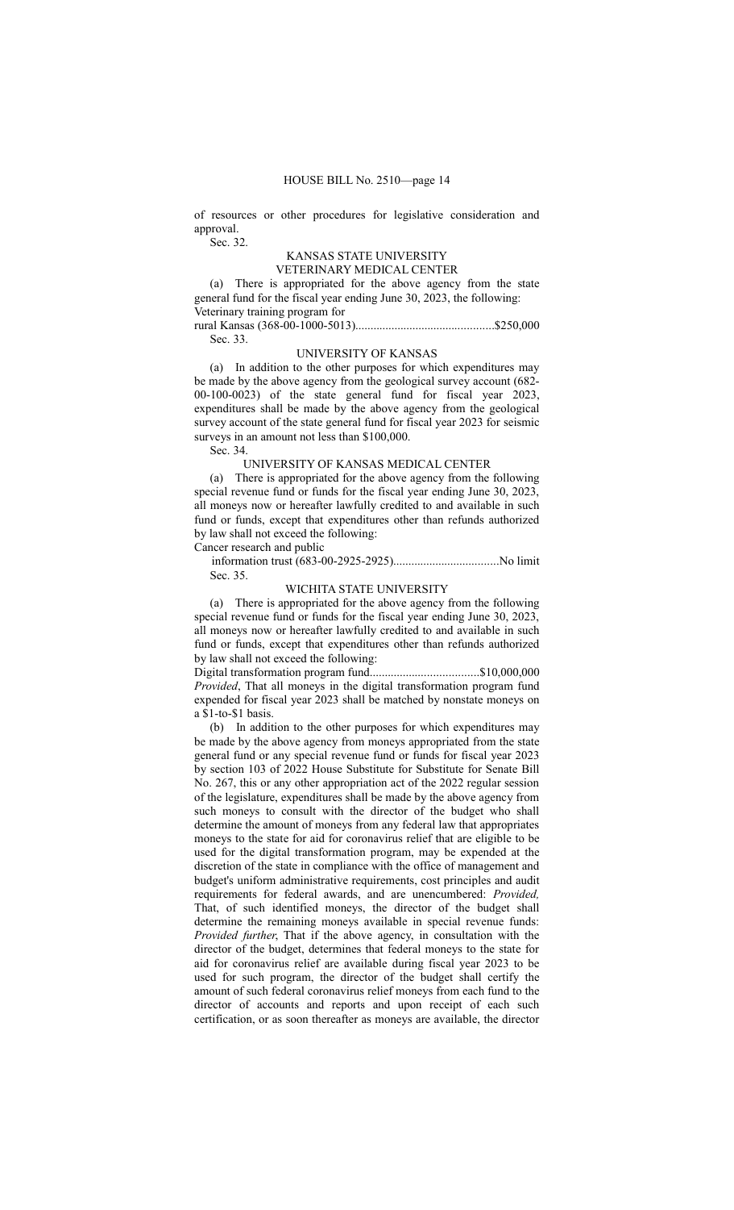of resources or other procedures for legislative consideration and approval.

Sec. 32.

KANSAS STATE UNIVERSITY
VETERINARY MEDICAL CENTER

(a) There is appropriated for the above agency from the state general fund for the fiscal year ending June 30, 2023, the following:

Veterinary training program for
rural Kansas (368-00-1000-5013)..............................................$250,000

Sec. 33.

UNIVERSITY OF KANSAS

(a) In addition to the other purposes for which expenditures may be made by the above agency from the geological survey account (682-00-100-0023) of the state general fund for fiscal year 2023, expenditures shall be made by the above agency from the geological survey account of the state general fund for fiscal year 2023 for seismic surveys in an amount not less than $100,000.

Sec. 34.

UNIVERSITY OF KANSAS MEDICAL CENTER

(a) There is appropriated for the above agency from the following special revenue fund or funds for the fiscal year ending June 30, 2023, all moneys now or hereafter lawfully credited to and available in such fund or funds, except that expenditures other than refunds authorized by law shall not exceed the following:

Cancer research and public
information trust (683-00-2925-2925)...................................No limit

Sec. 35.

WICHITA STATE UNIVERSITY

(a) There is appropriated for the above agency from the following special revenue fund or funds for the fiscal year ending June 30, 2023, all moneys now or hereafter lawfully credited to and available in such fund or funds, except that expenditures other than refunds authorized by law shall not exceed the following:

Digital transformation program fund....................................$10,000,000

*Provided*, That all moneys in the digital transformation program fund expended for fiscal year 2023 shall be matched by nonstate moneys on a $1-to-$1 basis.

(b) In addition to the other purposes for which expenditures may be made by the above agency from moneys appropriated from the state general fund or any special revenue fund or funds for fiscal year 2023 by section 103 of 2022 House Substitute for Substitute for Senate Bill No. 267, this or any other appropriation act of the 2022 regular session of the legislature, expenditures shall be made by the above agency from such moneys to consult with the director of the budget who shall determine the amount of moneys from any federal law that appropriates moneys to the state for aid for coronavirus relief that are eligible to be used for the digital transformation program, may be expended at the discretion of the state in compliance with the office of management and budget's uniform administrative requirements, cost principles and audit requirements for federal awards, and are unencumbered: *Provided,* That, of such identified moneys, the director of the budget shall determine the remaining moneys available in special revenue funds: *Provided further,* That if the above agency, in consultation with the director of the budget, determines that federal moneys to the state for aid for coronavirus relief are available during fiscal year 2023 to be used for such program, the director of the budget shall certify the amount of such federal coronavirus relief moneys from each fund to the director of accounts and reports and upon receipt of each such certification, or as soon thereafter as moneys are available, the director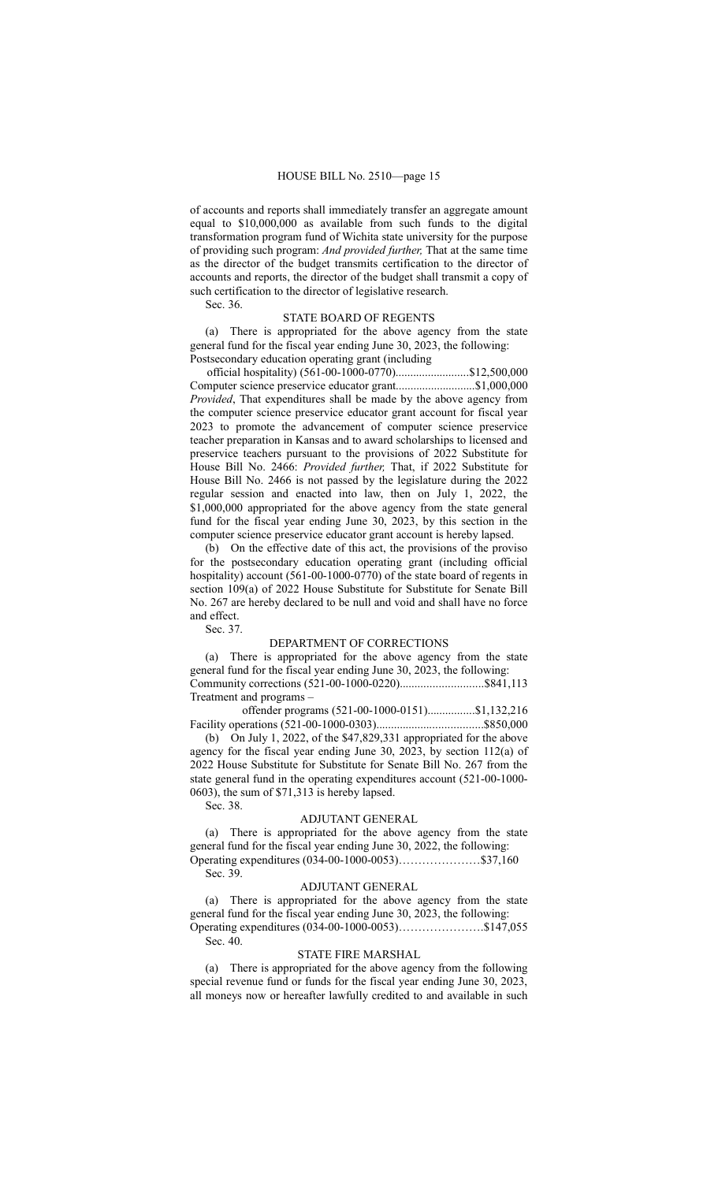of accounts and reports shall immediately transfer an aggregate amount equal to $10,000,000 as available from such funds to the digital transformation program fund of Wichita state university for the purpose of providing such program: *And provided further,* That at the same time as the director of the budget transmits certification to the director of accounts and reports, the director of the budget shall transmit a copy of such certification to the director of legislative research.

Sec. 36.

STATE BOARD OF REGENTS

(a) There is appropriated for the above agency from the state general fund for the fiscal year ending June 30, 2023, the following:

Postsecondary education operating grant (including official hospitality) (561-00-1000-0770)..........................$12,500,000

Computer science preservice educator grant...........................$1,000,000

*Provided*, That expenditures shall be made by the above agency from the computer science preservice educator grant account for fiscal year 2023 to promote the advancement of computer science preservice teacher preparation in Kansas and to award scholarships to licensed and preservice teachers pursuant to the provisions of 2022 Substitute for House Bill No. 2466: *Provided further,* That, if 2022 Substitute for House Bill No. 2466 is not passed by the legislature during the 2022 regular session and enacted into law, then on July 1, 2022, the $1,000,000 appropriated for the above agency from the state general fund for the fiscal year ending June 30, 2023, by this section in the computer science preservice educator grant account is hereby lapsed.

(b) On the effective date of this act, the provisions of the proviso for the postsecondary education operating grant (including official hospitality) account (561-00-1000-0770) of the state board of regents in section 109(a) of 2022 House Substitute for Substitute for Senate Bill No. 267 are hereby declared to be null and void and shall have no force and effect.

Sec. 37.

DEPARTMENT OF CORRECTIONS

(a) There is appropriated for the above agency from the state general fund for the fiscal year ending June 30, 2023, the following:

Community corrections (521-00-1000-0220)............................$841,113

Treatment and programs – offender programs (521-00-1000-0151)................$1,132,216

Facility operations (521-00-1000-0303)....................................$850,000

(b) On July 1, 2022, of the $47,829,331 appropriated for the above agency for the fiscal year ending June 30, 2023, by section 112(a) of 2022 House Substitute for Substitute for Senate Bill No. 267 from the state general fund in the operating expenditures account (521-00-1000-0603), the sum of $71,313 is hereby lapsed.

Sec. 38.

ADJUTANT GENERAL

(a) There is appropriated for the above agency from the state general fund for the fiscal year ending June 30, 2022, the following:

Operating expenditures (034-00-1000-0053)…………………$37,160

Sec. 39.

ADJUTANT GENERAL

(a) There is appropriated for the above agency from the state general fund for the fiscal year ending June 30, 2023, the following:

Operating expenditures (034-00-1000-0053)………………….$147,055

Sec. 40.

STATE FIRE MARSHAL

(a) There is appropriated for the above agency from the following special revenue fund or funds for the fiscal year ending June 30, 2023, all moneys now or hereafter lawfully credited to and available in such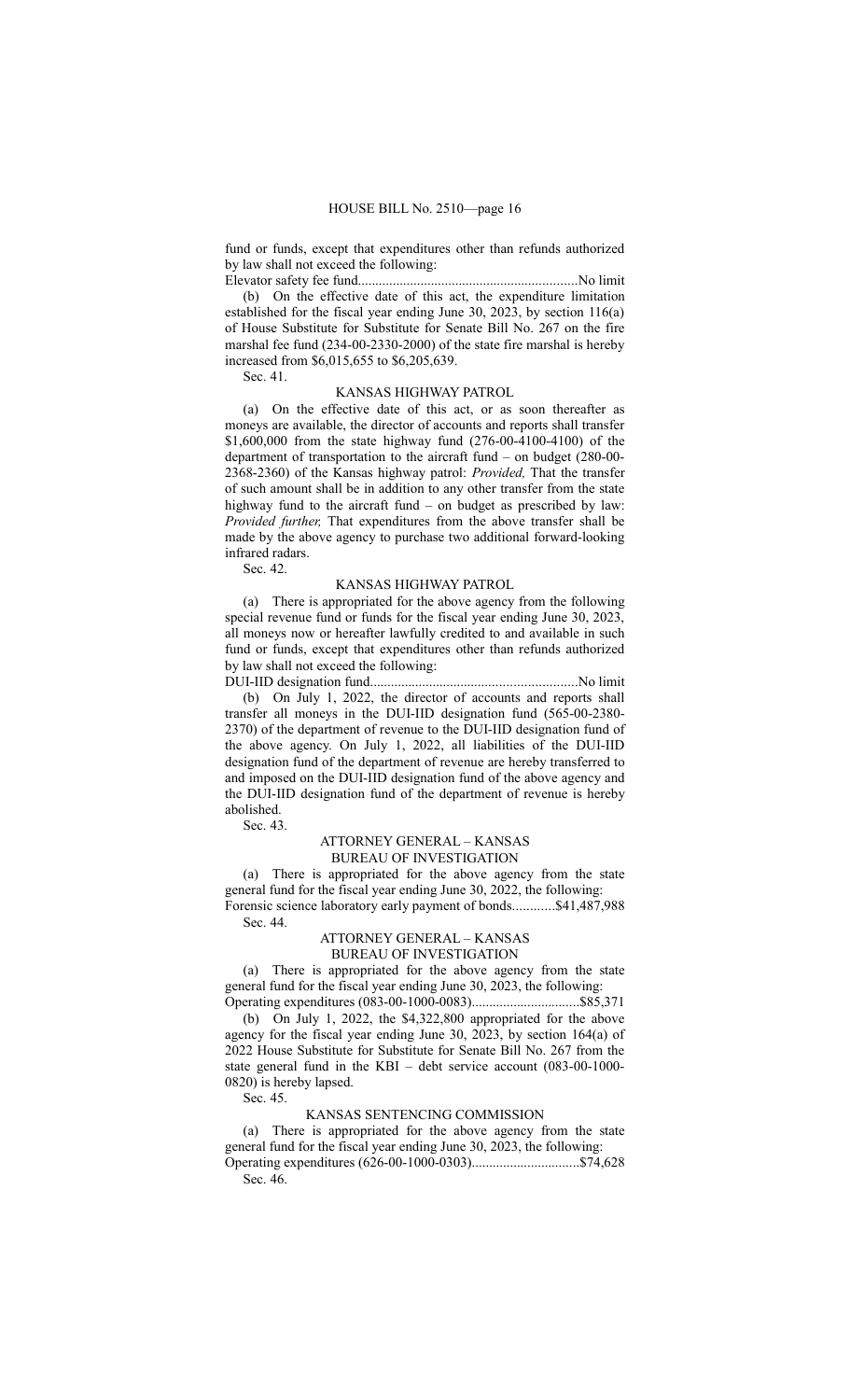fund or funds, except that expenditures other than refunds authorized by law shall not exceed the following:

Elevator safety fee fund..............................................................No limit

(b) On the effective date of this act, the expenditure limitation established for the fiscal year ending June 30, 2023, by section 116(a) of House Substitute for Substitute for Senate Bill No. 267 on the fire marshal fee fund (234-00-2330-2000) of the state fire marshal is hereby increased from $6,015,655 to $6,205,639.

Sec. 41.

KANSAS HIGHWAY PATROL

(a) On the effective date of this act, or as soon thereafter as moneys are available, the director of accounts and reports shall transfer $1,600,000 from the state highway fund (276-00-4100-4100) of the department of transportation to the aircraft fund – on budget (280-00-2368-2360) of the Kansas highway patrol: *Provided,* That the transfer of such amount shall be in addition to any other transfer from the state highway fund to the aircraft fund – on budget as prescribed by law: *Provided further,* That expenditures from the above transfer shall be made by the above agency to purchase two additional forward-looking infrared radars.

Sec. 42.

KANSAS HIGHWAY PATROL

(a) There is appropriated for the above agency from the following special revenue fund or funds for the fiscal year ending June 30, 2023, all moneys now or hereafter lawfully credited to and available in such fund or funds, except that expenditures other than refunds authorized by law shall not exceed the following:

DUI-IID designation fund...........................................................No limit

(b) On July 1, 2022, the director of accounts and reports shall transfer all moneys in the DUI-IID designation fund (565-00-2380-2370) of the department of revenue to the DUI-IID designation fund of the above agency. On July 1, 2022, all liabilities of the DUI-IID designation fund of the department of revenue are hereby transferred to and imposed on the DUI-IID designation fund of the above agency and the DUI-IID designation fund of the department of revenue is hereby abolished.

Sec. 43.

ATTORNEY GENERAL – KANSAS BUREAU OF INVESTIGATION

(a) There is appropriated for the above agency from the state general fund for the fiscal year ending June 30, 2022, the following:

Forensic science laboratory early payment of bonds............$41,487,988

Sec. 44.

ATTORNEY GENERAL – KANSAS BUREAU OF INVESTIGATION

(a) There is appropriated for the above agency from the state general fund for the fiscal year ending June 30, 2023, the following:

Operating expenditures (083-00-1000-0083)...............................$85,371

(b) On July 1, 2022, the $4,322,800 appropriated for the above agency for the fiscal year ending June 30, 2023, by section 164(a) of 2022 House Substitute for Substitute for Senate Bill No. 267 from the state general fund in the KBI – debt service account (083-00-1000-0820) is hereby lapsed.

Sec. 45.

KANSAS SENTENCING COMMISSION

(a) There is appropriated for the above agency from the state general fund for the fiscal year ending June 30, 2023, the following:

Operating expenditures (626-00-1000-0303)...............................$74,628

Sec. 46.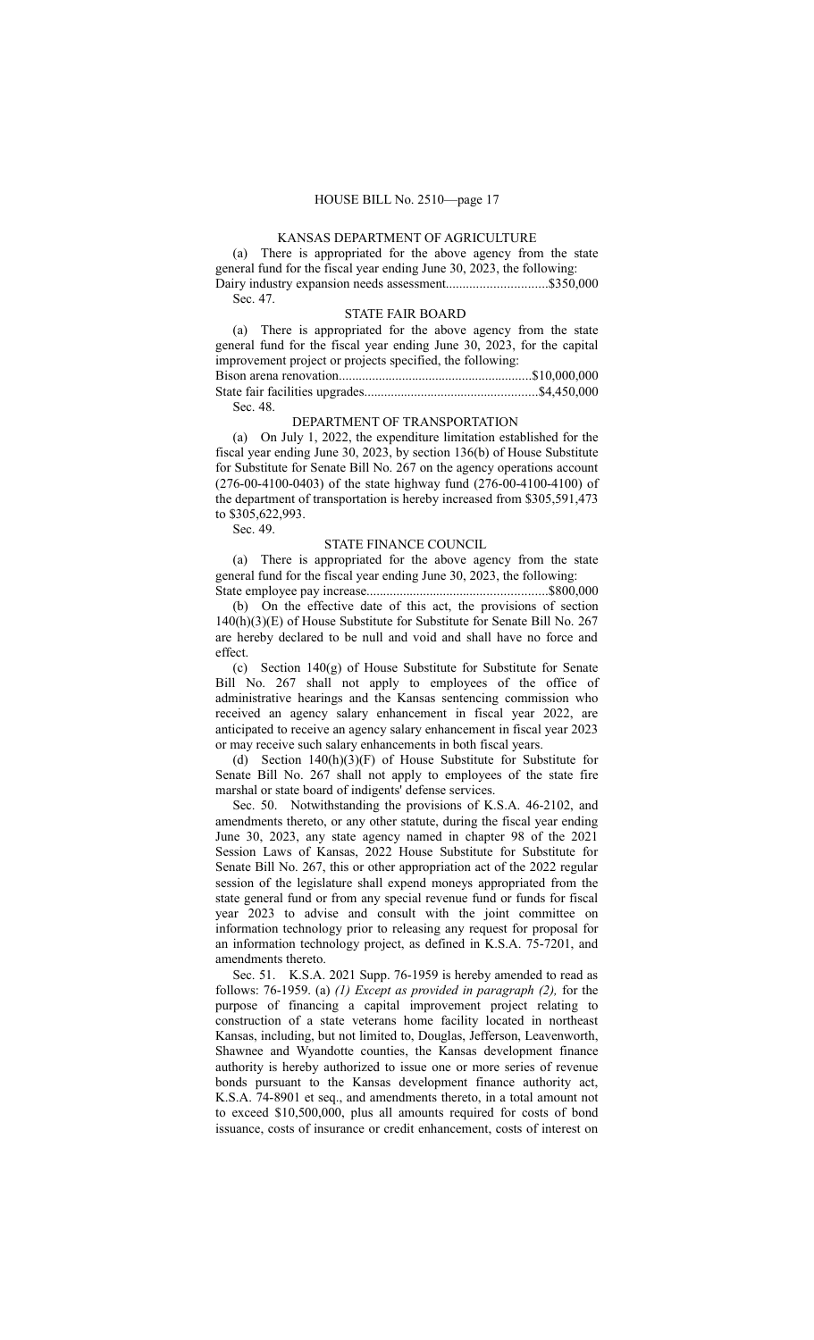KANSAS DEPARTMENT OF AGRICULTURE

(a) There is appropriated for the above agency from the state general fund for the fiscal year ending June 30, 2023, the following:

Dairy industry expansion needs assessment..............................$350,000

Sec. 47.

STATE FAIR BOARD

(a) There is appropriated for the above agency from the state general fund for the fiscal year ending June 30, 2023, for the capital improvement project or projects specified, the following:

Bison arena renovation..........................................................$10,000,000

State fair facilities upgrades....................................................$4,450,000

Sec. 48.

DEPARTMENT OF TRANSPORTATION

(a) On July 1, 2022, the expenditure limitation established for the fiscal year ending June 30, 2023, by section 136(b) of House Substitute for Substitute for Senate Bill No. 267 on the agency operations account (276-00-4100-0403) of the state highway fund (276-00-4100-4100) of the department of transportation is hereby increased from $305,591,473 to $305,622,993.

Sec. 49.

STATE FINANCE COUNCIL

(a) There is appropriated for the above agency from the state general fund for the fiscal year ending June 30, 2023, the following:

State employee pay increase......................................................$800,000

(b) On the effective date of this act, the provisions of section 140(h)(3)(E) of House Substitute for Substitute for Senate Bill No. 267 are hereby declared to be null and void and shall have no force and effect.

(c) Section 140(g) of House Substitute for Substitute for Senate Bill No. 267 shall not apply to employees of the office of administrative hearings and the Kansas sentencing commission who received an agency salary enhancement in fiscal year 2022, are anticipated to receive an agency salary enhancement in fiscal year 2023 or may receive such salary enhancements in both fiscal years.

(d) Section 140(h)(3)(F) of House Substitute for Substitute for Senate Bill No. 267 shall not apply to employees of the state fire marshal or state board of indigents' defense services.

Sec. 50. Notwithstanding the provisions of K.S.A. 46-2102, and amendments thereto, or any other statute, during the fiscal year ending June 30, 2023, any state agency named in chapter 98 of the 2021 Session Laws of Kansas, 2022 House Substitute for Substitute for Senate Bill No. 267, this or other appropriation act of the 2022 regular session of the legislature shall expend moneys appropriated from the state general fund or from any special revenue fund or funds for fiscal year 2023 to advise and consult with the joint committee on information technology prior to releasing any request for proposal for an information technology project, as defined in K.S.A. 75-7201, and amendments thereto.

Sec. 51. K.S.A. 2021 Supp. 76-1959 is hereby amended to read as follows: 76-1959. (a) *(1) Except as provided in paragraph (2),* for the purpose of financing a capital improvement project relating to construction of a state veterans home facility located in northeast Kansas, including, but not limited to, Douglas, Jefferson, Leavenworth, Shawnee and Wyandotte counties, the Kansas development finance authority is hereby authorized to issue one or more series of revenue bonds pursuant to the Kansas development finance authority act, K.S.A. 74-8901 et seq., and amendments thereto, in a total amount not to exceed $10,500,000, plus all amounts required for costs of bond issuance, costs of insurance or credit enhancement, costs of interest on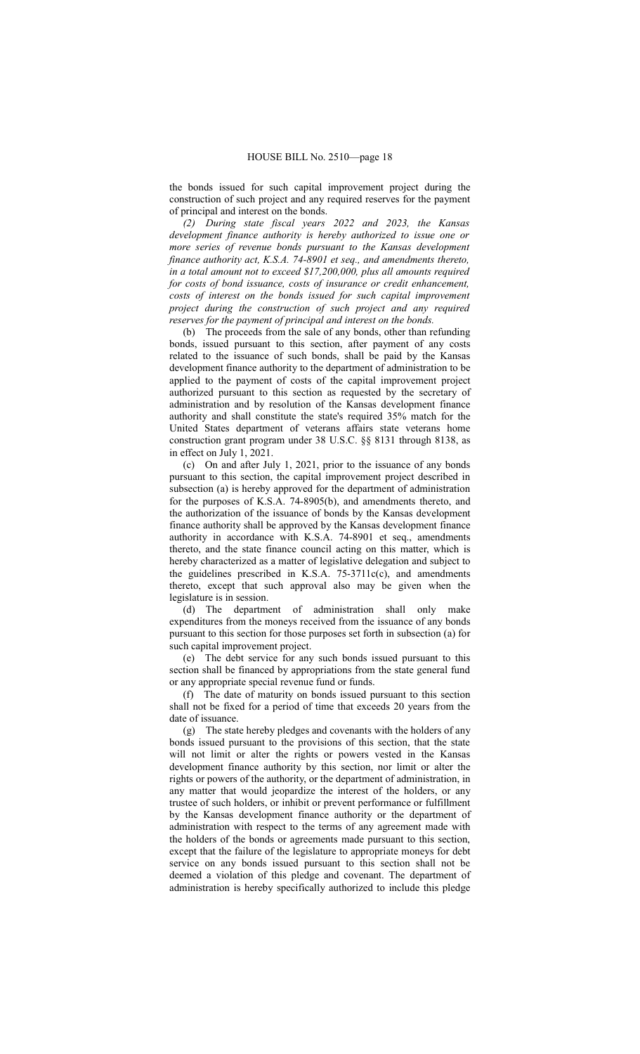the bonds issued for such capital improvement project during the construction of such project and any required reserves for the payment of principal and interest on the bonds.

*(2) During state fiscal years 2022 and 2023, the Kansas development finance authority is hereby authorized to issue one or more series of revenue bonds pursuant to the Kansas development finance authority act, K.S.A. 74-8901 et seq., and amendments thereto, in a total amount not to exceed $17,200,000, plus all amounts required for costs of bond issuance, costs of insurance or credit enhancement, costs of interest on the bonds issued for such capital improvement project during the construction of such project and any required reserves for the payment of principal and interest on the bonds.*

(b) The proceeds from the sale of any bonds, other than refunding bonds, issued pursuant to this section, after payment of any costs related to the issuance of such bonds, shall be paid by the Kansas development finance authority to the department of administration to be applied to the payment of costs of the capital improvement project authorized pursuant to this section as requested by the secretary of administration and by resolution of the Kansas development finance authority and shall constitute the state's required 35% match for the United States department of veterans affairs state veterans home construction grant program under 38 U.S.C. §§ 8131 through 8138, as in effect on July 1, 2021.

(c) On and after July 1, 2021, prior to the issuance of any bonds pursuant to this section, the capital improvement project described in subsection (a) is hereby approved for the department of administration for the purposes of K.S.A. 74-8905(b), and amendments thereto, and the authorization of the issuance of bonds by the Kansas development finance authority shall be approved by the Kansas development finance authority in accordance with K.S.A. 74-8901 et seq., amendments thereto, and the state finance council acting on this matter, which is hereby characterized as a matter of legislative delegation and subject to the guidelines prescribed in K.S.A. 75-3711c(c), and amendments thereto, except that such approval also may be given when the legislature is in session.

(d) The department of administration shall only make expenditures from the moneys received from the issuance of any bonds pursuant to this section for those purposes set forth in subsection (a) for such capital improvement project.

(e) The debt service for any such bonds issued pursuant to this section shall be financed by appropriations from the state general fund or any appropriate special revenue fund or funds.

(f) The date of maturity on bonds issued pursuant to this section shall not be fixed for a period of time that exceeds 20 years from the date of issuance.

(g) The state hereby pledges and covenants with the holders of any bonds issued pursuant to the provisions of this section, that the state will not limit or alter the rights or powers vested in the Kansas development finance authority by this section, nor limit or alter the rights or powers of the authority, or the department of administration, in any matter that would jeopardize the interest of the holders, or any trustee of such holders, or inhibit or prevent performance or fulfillment by the Kansas development finance authority or the department of administration with respect to the terms of any agreement made with the holders of the bonds or agreements made pursuant to this section, except that the failure of the legislature to appropriate moneys for debt service on any bonds issued pursuant to this section shall not be deemed a violation of this pledge and covenant. The department of administration is hereby specifically authorized to include this pledge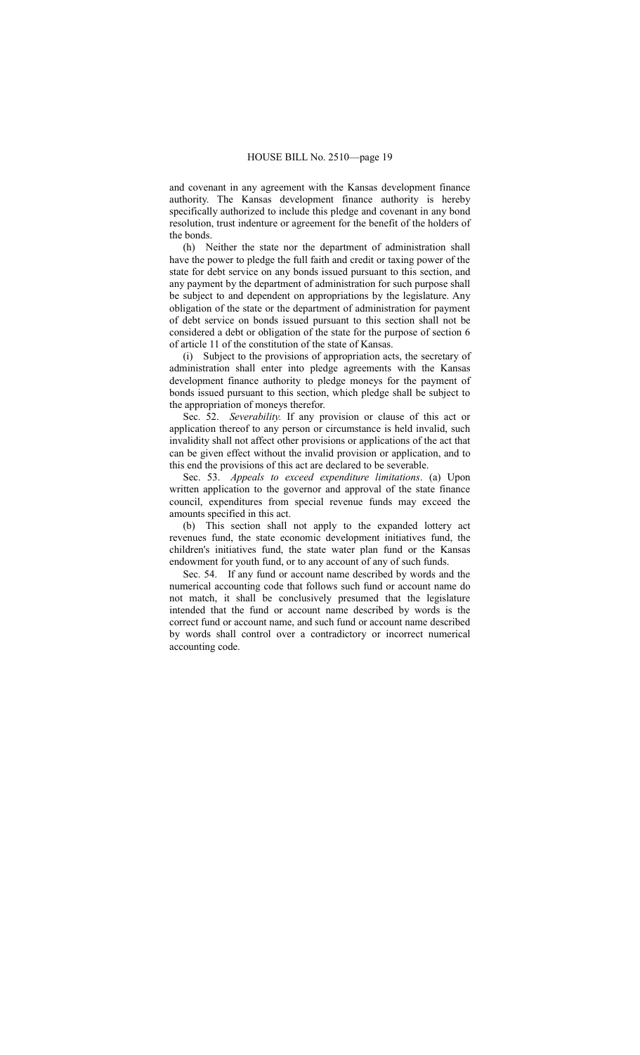and covenant in any agreement with the Kansas development finance authority. The Kansas development finance authority is hereby specifically authorized to include this pledge and covenant in any bond resolution, trust indenture or agreement for the benefit of the holders of the bonds.

(h) Neither the state nor the department of administration shall have the power to pledge the full faith and credit or taxing power of the state for debt service on any bonds issued pursuant to this section, and any payment by the department of administration for such purpose shall be subject to and dependent on appropriations by the legislature. Any obligation of the state or the department of administration for payment of debt service on bonds issued pursuant to this section shall not be considered a debt or obligation of the state for the purpose of section 6 of article 11 of the constitution of the state of Kansas.

(i) Subject to the provisions of appropriation acts, the secretary of administration shall enter into pledge agreements with the Kansas development finance authority to pledge moneys for the payment of bonds issued pursuant to this section, which pledge shall be subject to the appropriation of moneys therefor.

Sec. 52. *Severability.* If any provision or clause of this act or application thereof to any person or circumstance is held invalid, such invalidity shall not affect other provisions or applications of the act that can be given effect without the invalid provision or application, and to this end the provisions of this act are declared to be severable.

Sec. 53. *Appeals to exceed expenditure limitations*. (a) Upon written application to the governor and approval of the state finance council, expenditures from special revenue funds may exceed the amounts specified in this act.

(b) This section shall not apply to the expanded lottery act revenues fund, the state economic development initiatives fund, the children's initiatives fund, the state water plan fund or the Kansas endowment for youth fund, or to any account of any of such funds.

Sec. 54. If any fund or account name described by words and the numerical accounting code that follows such fund or account name do not match, it shall be conclusively presumed that the legislature intended that the fund or account name described by words is the correct fund or account name, and such fund or account name described by words shall control over a contradictory or incorrect numerical accounting code.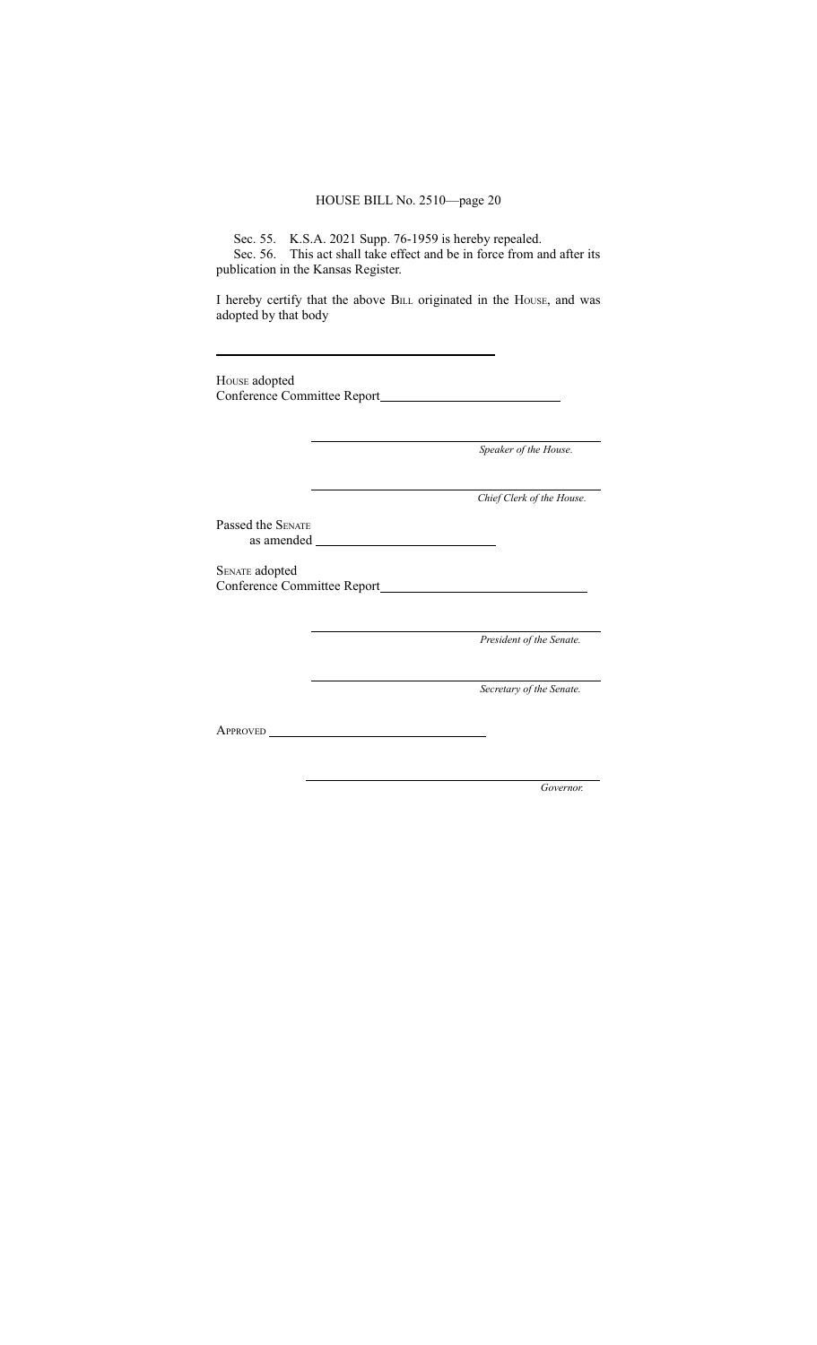Sec. 55. K.S.A. 2021 Supp. 76-1959 is hereby repealed.

Sec. 56. This act shall take effect and be in force from and after its publication in the Kansas Register.

I hereby certify that the above BILL originated in the HOUSE, and was adopted by that body

\_\_\_\_\_\_\_\_\_\_\_\_\_\_\_\_\_\_\_\_\_\_\_\_\_\_\_\_\_\_

HOUSE adopted
Conference Committee Report\_\_\_\_\_\_\_\_\_\_\_\_\_\_\_\_\_\_\_\_\_\_\_\_

\_\_\_\_\_\_\_\_\_\_\_\_\_\_\_\_\_\_\_\_\_\_\_\_\_\_\_\_\_\_
*Speaker of the House.*

\_\_\_\_\_\_\_\_\_\_\_\_\_\_\_\_\_\_\_\_\_\_\_\_\_\_\_\_\_\_
*Chief Clerk of the House.*

Passed the SENATE
as amended \_\_\_\_\_\_\_\_\_\_\_\_\_\_\_\_\_\_\_\_\_\_\_\_

SENATE adopted
Conference Committee Report\_\_\_\_\_\_\_\_\_\_\_\_\_\_\_\_\_\_\_\_\_\_\_\_

\_\_\_\_\_\_\_\_\_\_\_\_\_\_\_\_\_\_\_\_\_\_\_\_\_\_\_\_\_\_
*President of the Senate.*

\_\_\_\_\_\_\_\_\_\_\_\_\_\_\_\_\_\_\_\_\_\_\_\_\_\_\_\_\_\_
*Secretary of the Senate.*

APPROVED \_\_\_\_\_\_\_\_\_\_\_\_\_\_\_\_\_\_\_\_\_\_\_\_

\_\_\_\_\_\_\_\_\_\_\_\_\_\_\_\_\_\_\_\_\_\_\_\_\_\_\_\_\_\_
*Governor.*